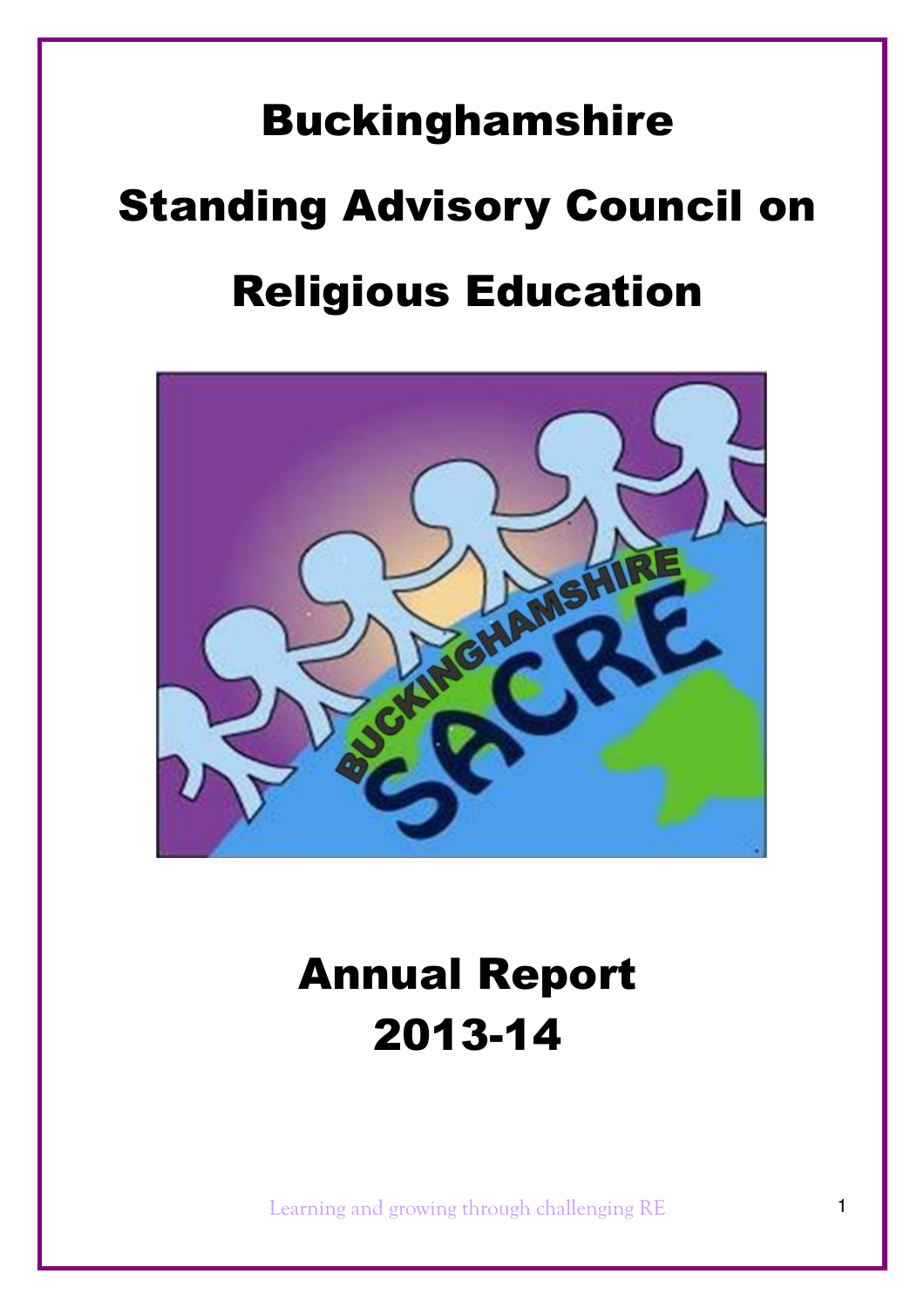# Buckinghamshire Standing Advisory Council on Religious Education

# Annual Report 2013-14

Learning and growing through challenging RE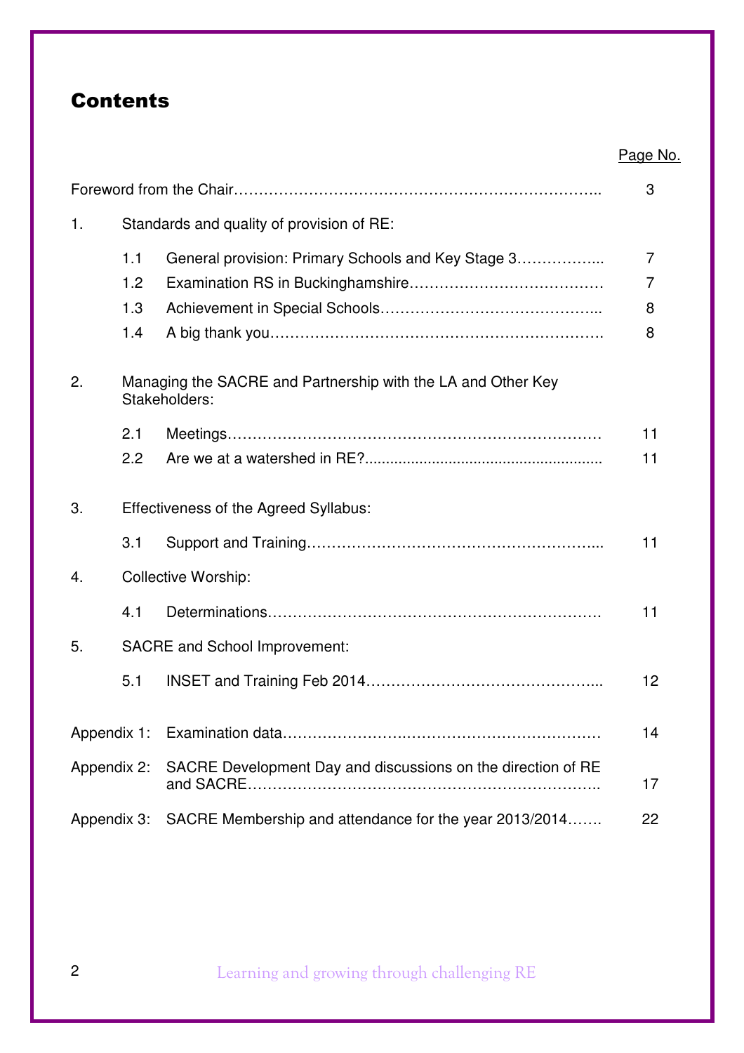# Contents

| | | Page No. |
|---|---|---|
| Foreword from the Chair | | 3 |
| 1. | Standards and quality of provision of RE: | |
| 1.1 | General provision: Primary Schools and Key Stage 3 | 7 |
| 1.2 | Examination RS in Buckinghamshire | 7 |
| 1.3 | Achievement in Special Schools | 8 |
| 1.4 | A big thank you | 8 |
| 2. | Managing the SACRE and Partnership with the LA and Other Key Stakeholders: | |
| 2.1 | Meetings | 11 |
| 2.2 | Are we at a watershed in RE? | 11 |
| 3. | Effectiveness of the Agreed Syllabus: | |
| 3.1 | Support and Training | 11 |
| 4. | Collective Worship: | |
| 4.1 | Determinations | 11 |
| 5. | SACRE and School Improvement: | |
| 5.1 | INSET and Training Feb 2014 | 12 |
| Appendix 1: | Examination data | 14 |
| Appendix 2: | SACRE Development Day and discussions on the direction of RE and SACRE | 17 |
| Appendix 3: | SACRE Membership and attendance for the year 2013/2014 | 22 |

Learning and growing through challenging RE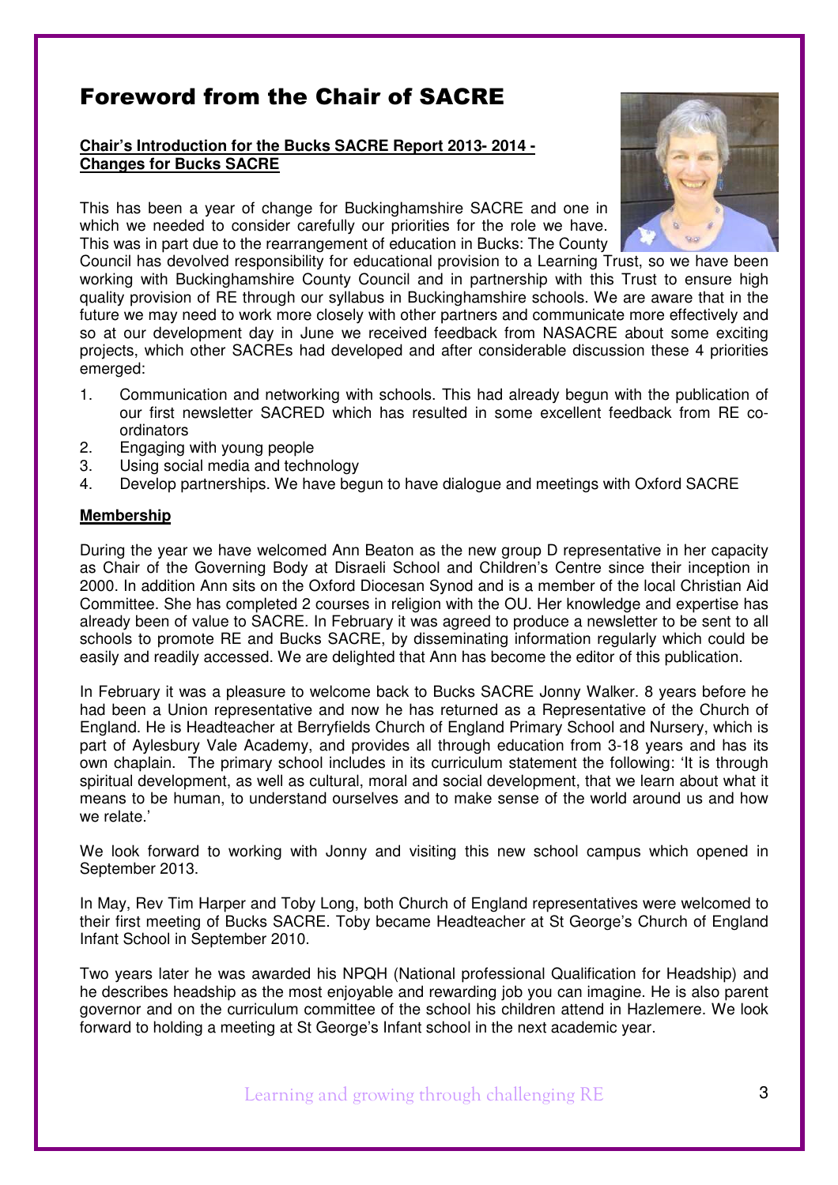# Foreword from the Chair of SACRE

**Chair's Introduction for the Bucks SACRE Report 2013- 2014 - Changes for Bucks SACRE**

This has been a year of change for Buckinghamshire SACRE and one in which we needed to consider carefully our priorities for the role we have. This was in part due to the rearrangement of education in Bucks: The County Council has devolved responsibility for educational provision to a Learning Trust, so we have been working with Buckinghamshire County Council and in partnership with this Trust to ensure high quality provision of RE through our syllabus in Buckinghamshire schools. We are aware that in the future we may need to work more closely with other partners and communicate more effectively and so at our development day in June we received feedback from NASACRE about some exciting projects, which other SACREs had developed and after considerable discussion these 4 priorities emerged:

1. Communication and networking with schools. This had already begun with the publication of our first newsletter SACRED which has resulted in some excellent feedback from RE co-ordinators
2. Engaging with young people
3. Using social media and technology
4. Develop partnerships. We have begun to have dialogue and meetings with Oxford SACRE

**Membership**

During the year we have welcomed Ann Beaton as the new group D representative in her capacity as Chair of the Governing Body at Disraeli School and Children's Centre since their inception in 2000. In addition Ann sits on the Oxford Diocesan Synod and is a member of the local Christian Aid Committee. She has completed 2 courses in religion with the OU. Her knowledge and expertise has already been of value to SACRE. In February it was agreed to produce a newsletter to be sent to all schools to promote RE and Bucks SACRE, by disseminating information regularly which could be easily and readily accessed. We are delighted that Ann has become the editor of this publication.

In February it was a pleasure to welcome back to Bucks SACRE Jonny Walker. 8 years before he had been a Union representative and now he has returned as a Representative of the Church of England. He is Headteacher at Berryfields Church of England Primary School and Nursery, which is part of Aylesbury Vale Academy, and provides all through education from 3-18 years and has its own chaplain. The primary school includes in its curriculum statement the following: 'It is through spiritual development, as well as cultural, moral and social development, that we learn about what it means to be human, to understand ourselves and to make sense of the world around us and how we relate.'

We look forward to working with Jonny and visiting this new school campus which opened in September 2013.

In May, Rev Tim Harper and Toby Long, both Church of England representatives were welcomed to their first meeting of Bucks SACRE. Toby became Headteacher at St George's Church of England Infant School in September 2010.

Two years later he was awarded his NPQH (National professional Qualification for Headship) and he describes headship as the most enjoyable and rewarding job you can imagine. He is also parent governor and on the curriculum committee of the school his children attend in Hazlemere. We look forward to holding a meeting at St George's Infant school in the next academic year.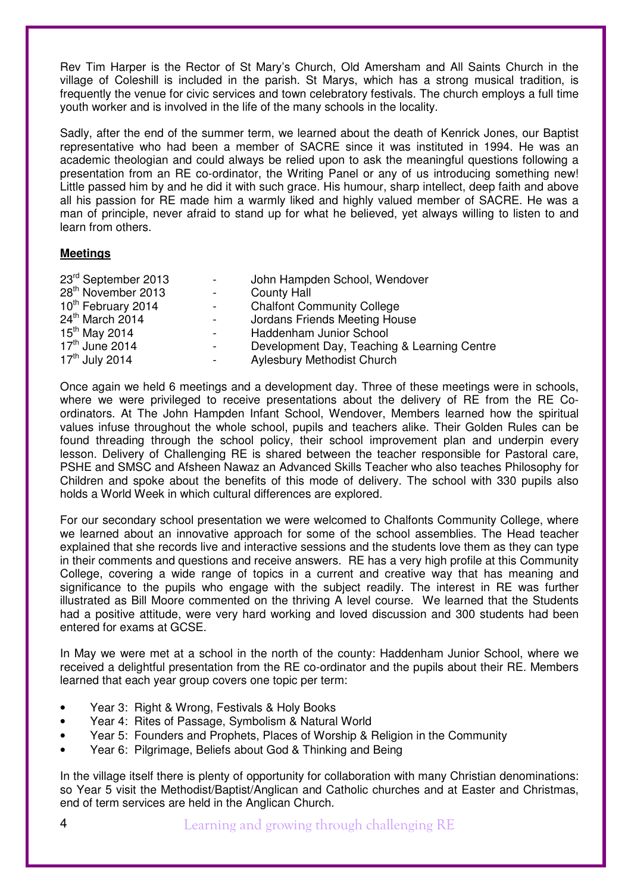Rev Tim Harper is the Rector of St Mary's Church, Old Amersham and All Saints Church in the village of Coleshill is included in the parish. St Marys, which has a strong musical tradition, is frequently the venue for civic services and town celebratory festivals. The church employs a full time youth worker and is involved in the life of the many schools in the locality.

Sadly, after the end of the summer term, we learned about the death of Kenrick Jones, our Baptist representative who had been a member of SACRE since it was instituted in 1994. He was an academic theologian and could always be relied upon to ask the meaningful questions following a presentation from an RE co-ordinator, the Writing Panel or any of us introducing something new! Little passed him by and he did it with such grace. His humour, sharp intellect, deep faith and above all his passion for RE made him a warmly liked and highly valued member of SACRE. He was a man of principle, never afraid to stand up for what he believed, yet always willing to listen to and learn from others.

**Meetings**

| | | |
|---|---|---|
| 23rd September 2013 | - | John Hampden School, Wendover |
| 28th November 2013 | - | County Hall |
| 10th February 2014 | - | Chalfont Community College |
| 24th March 2014 | - | Jordans Friends Meeting House |
| 15th May 2014 | - | Haddenham Junior School |
| 17th June 2014 | - | Development Day, Teaching & Learning Centre |
| 17th July 2014 | - | Aylesbury Methodist Church |

Once again we held 6 meetings and a development day. Three of these meetings were in schools, where we were privileged to receive presentations about the delivery of RE from the RE Co-ordinators. At The John Hampden Infant School, Wendover, Members learned how the spiritual values infuse throughout the whole school, pupils and teachers alike. Their Golden Rules can be found threading through the school policy, their school improvement plan and underpin every lesson. Delivery of Challenging RE is shared between the teacher responsible for Pastoral care, PSHE and SMSC and Afsheen Nawaz an Advanced Skills Teacher who also teaches Philosophy for Children and spoke about the benefits of this mode of delivery. The school with 330 pupils also holds a World Week in which cultural differences are explored.

For our secondary school presentation we were welcomed to Chalfonts Community College, where we learned about an innovative approach for some of the school assemblies. The Head teacher explained that she records live and interactive sessions and the students love them as they can type in their comments and questions and receive answers. RE has a very high profile at this Community College, covering a wide range of topics in a current and creative way that has meaning and significance to the pupils who engage with the subject readily. The interest in RE was further illustrated as Bill Moore commented on the thriving A level course. We learned that the Students had a positive attitude, were very hard working and loved discussion and 300 students had been entered for exams at GCSE.

In May we were met at a school in the north of the county: Haddenham Junior School, where we received a delightful presentation from the RE co-ordinator and the pupils about their RE. Members learned that each year group covers one topic per term:

- Year 3: Right & Wrong, Festivals & Holy Books
- Year 4: Rites of Passage, Symbolism & Natural World
- Year 5: Founders and Prophets, Places of Worship & Religion in the Community
- Year 6: Pilgrimage, Beliefs about God & Thinking and Being

In the village itself there is plenty of opportunity for collaboration with many Christian denominations: so Year 5 visit the Methodist/Baptist/Anglican and Catholic churches and at Easter and Christmas, end of term services are held in the Anglican Church.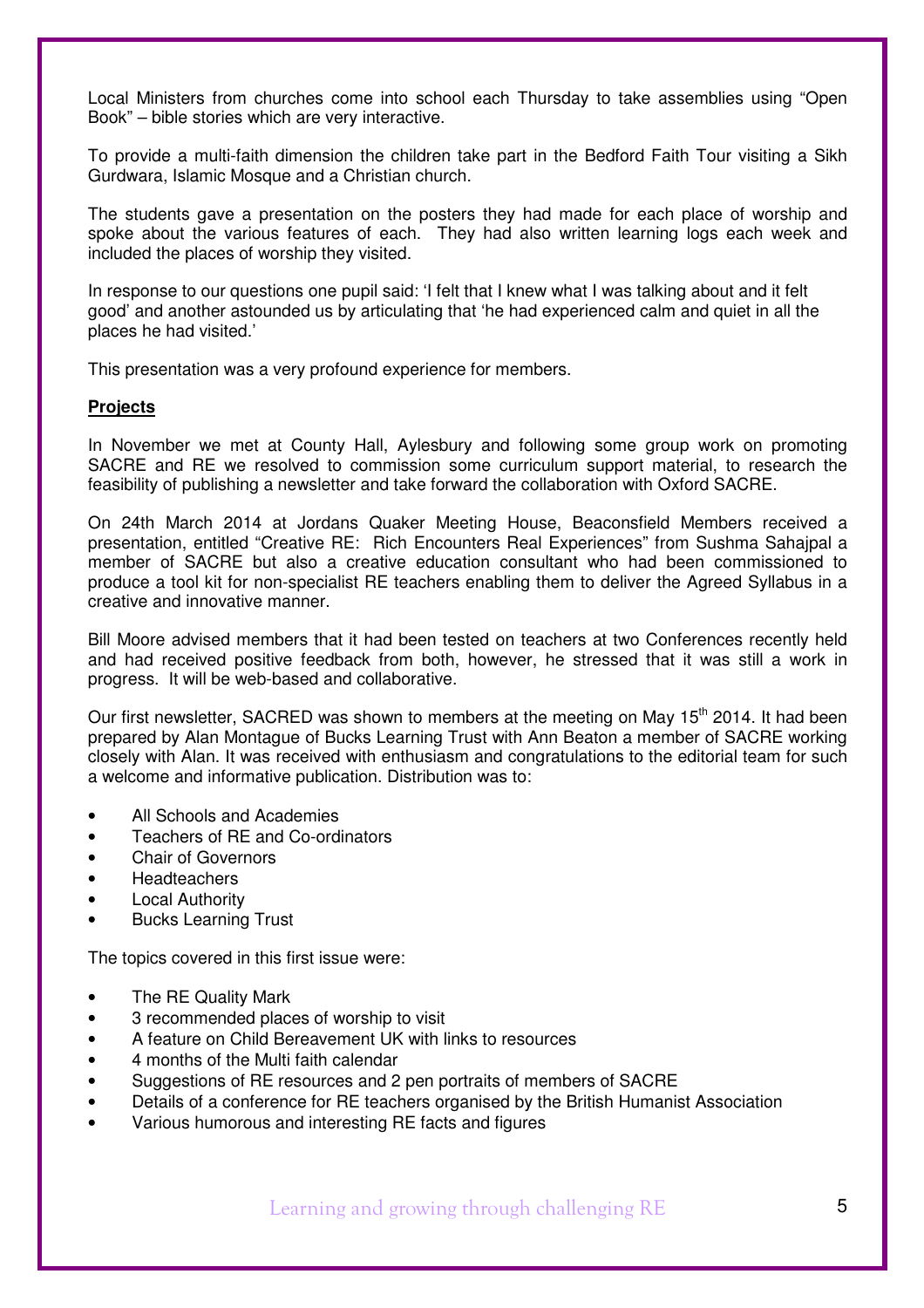Local Ministers from churches come into school each Thursday to take assemblies using "Open Book" – bible stories which are very interactive.

To provide a multi-faith dimension the children take part in the Bedford Faith Tour visiting a Sikh Gurdwara, Islamic Mosque and a Christian church.

The students gave a presentation on the posters they had made for each place of worship and spoke about the various features of each. They had also written learning logs each week and included the places of worship they visited.

In response to our questions one pupil said: 'I felt that I knew what I was talking about and it felt good' and another astounded us by articulating that 'he had experienced calm and quiet in all the places he had visited.'

This presentation was a very profound experience for members.

**Projects**

In November we met at County Hall, Aylesbury and following some group work on promoting SACRE and RE we resolved to commission some curriculum support material, to research the feasibility of publishing a newsletter and take forward the collaboration with Oxford SACRE.

On 24th March 2014 at Jordans Quaker Meeting House, Beaconsfield Members received a presentation, entitled "Creative RE: Rich Encounters Real Experiences" from Sushma Sahajpal a member of SACRE but also a creative education consultant who had been commissioned to produce a tool kit for non-specialist RE teachers enabling them to deliver the Agreed Syllabus in a creative and innovative manner.

Bill Moore advised members that it had been tested on teachers at two Conferences recently held and had received positive feedback from both, however, he stressed that it was still a work in progress. It will be web-based and collaborative.

Our first newsletter, SACRED was shown to members at the meeting on May 15th 2014. It had been prepared by Alan Montague of Bucks Learning Trust with Ann Beaton a member of SACRE working closely with Alan. It was received with enthusiasm and congratulations to the editorial team for such a welcome and informative publication. Distribution was to:

- All Schools and Academies
- Teachers of RE and Co-ordinators
- Chair of Governors
- Headteachers
- Local Authority
- Bucks Learning Trust

The topics covered in this first issue were:

- The RE Quality Mark
- 3 recommended places of worship to visit
- A feature on Child Bereavement UK with links to resources
- 4 months of the Multi faith calendar
- Suggestions of RE resources and 2 pen portraits of members of SACRE
- Details of a conference for RE teachers organised by the British Humanist Association
- Various humorous and interesting RE facts and figures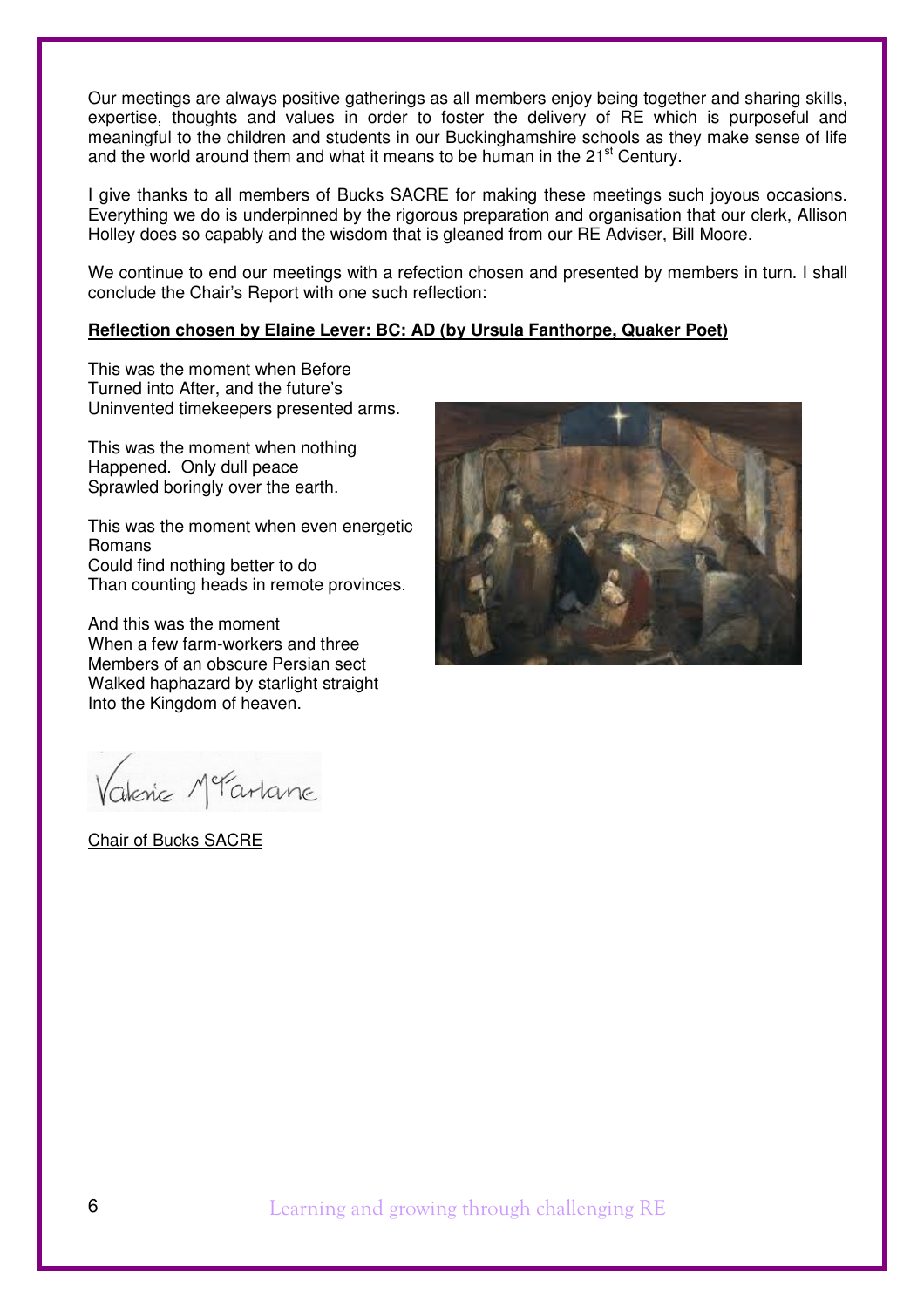Our meetings are always positive gatherings as all members enjoy being together and sharing skills, expertise, thoughts and values in order to foster the delivery of RE which is purposeful and meaningful to the children and students in our Buckinghamshire schools as they make sense of life and the world around them and what it means to be human in the 21st Century.

I give thanks to all members of Bucks SACRE for making these meetings such joyous occasions. Everything we do is underpinned by the rigorous preparation and organisation that our clerk, Allison Holley does so capably and the wisdom that is gleaned from our RE Adviser, Bill Moore.

We continue to end our meetings with a refection chosen and presented by members in turn. I shall conclude the Chair's Report with one such reflection:

**Reflection chosen by Elaine Lever: BC: AD (by Ursula Fanthorpe, Quaker Poet)**

This was the moment when Before
Turned into After, and the future's
Uninvented timekeepers presented arms.

This was the moment when nothing
Happened. Only dull peace
Sprawled boringly over the earth.

This was the moment when even energetic
Romans
Could find nothing better to do
Than counting heads in remote provinces.

And this was the moment
When a few farm-workers and three
Members of an obscure Persian sect
Walked haphazard by starlight straight
Into the Kingdom of heaven.

Valerie McFarlane

Chair of Bucks SACRE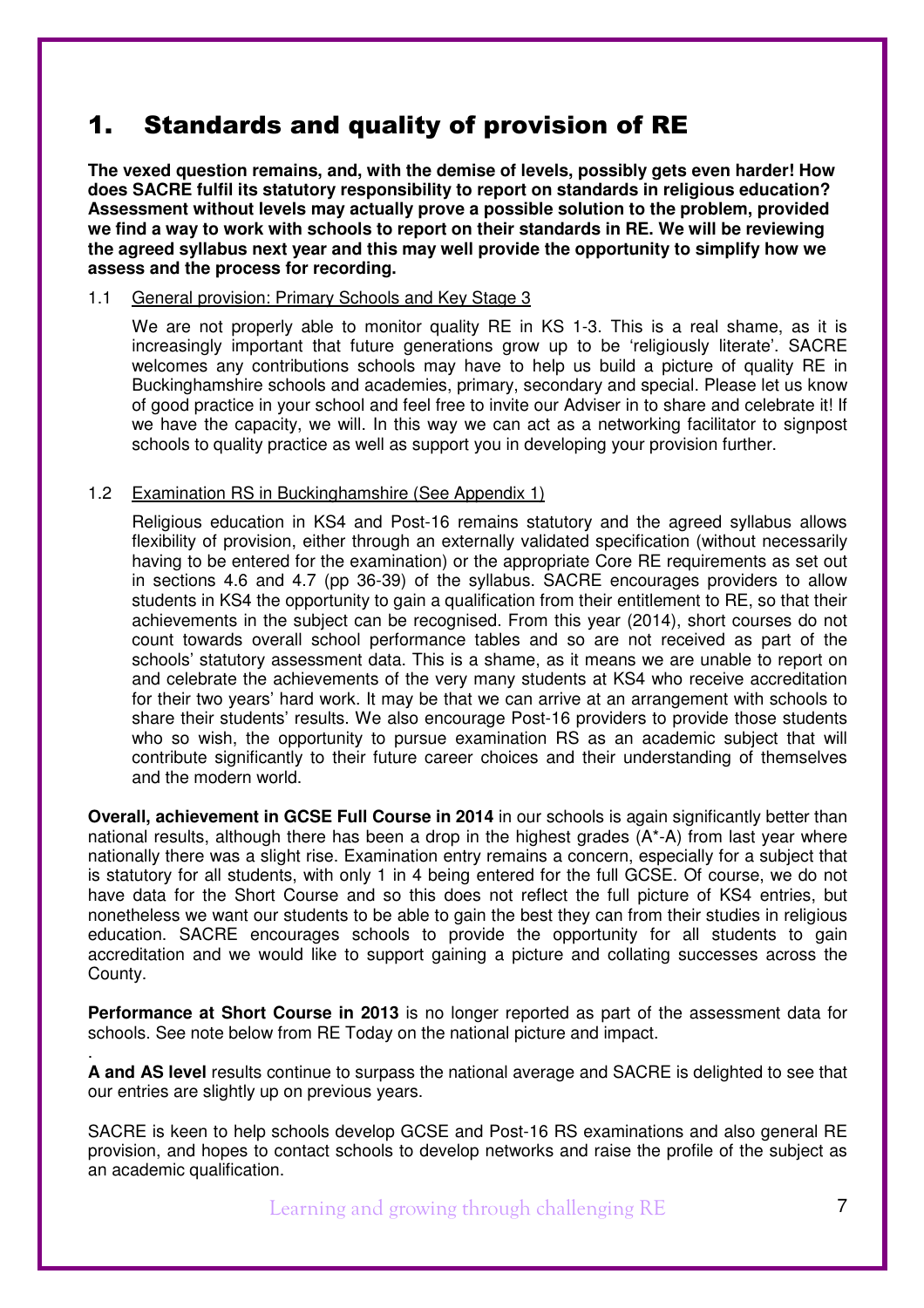# 1. Standards and quality of provision of RE

**The vexed question remains, and, with the demise of levels, possibly gets even harder! How does SACRE fulfil its statutory responsibility to report on standards in religious education? Assessment without levels may actually prove a possible solution to the problem, provided we find a way to work with schools to report on their standards in RE. We will be reviewing the agreed syllabus next year and this may well provide the opportunity to simplify how we assess and the process for recording.**

1.1 General provision: Primary Schools and Key Stage 3

We are not properly able to monitor quality RE in KS 1-3. This is a real shame, as it is increasingly important that future generations grow up to be 'religiously literate'. SACRE welcomes any contributions schools may have to help us build a picture of quality RE in Buckinghamshire schools and academies, primary, secondary and special. Please let us know of good practice in your school and feel free to invite our Adviser in to share and celebrate it! If we have the capacity, we will. In this way we can act as a networking facilitator to signpost schools to quality practice as well as support you in developing your provision further.

1.2 Examination RS in Buckinghamshire (See Appendix 1)

Religious education in KS4 and Post-16 remains statutory and the agreed syllabus allows flexibility of provision, either through an externally validated specification (without necessarily having to be entered for the examination) or the appropriate Core RE requirements as set out in sections 4.6 and 4.7 (pp 36-39) of the syllabus. SACRE encourages providers to allow students in KS4 the opportunity to gain a qualification from their entitlement to RE, so that their achievements in the subject can be recognised. From this year (2014), short courses do not count towards overall school performance tables and so are not received as part of the schools' statutory assessment data. This is a shame, as it means we are unable to report on and celebrate the achievements of the very many students at KS4 who receive accreditation for their two years' hard work. It may be that we can arrive at an arrangement with schools to share their students' results. We also encourage Post-16 providers to provide those students who so wish, the opportunity to pursue examination RS as an academic subject that will contribute significantly to their future career choices and their understanding of themselves and the modern world.

**Overall, achievement in GCSE Full Course in 2014** in our schools is again significantly better than national results, although there has been a drop in the highest grades (A*-A) from last year where nationally there was a slight rise. Examination entry remains a concern, especially for a subject that is statutory for all students, with only 1 in 4 being entered for the full GCSE. Of course, we do not have data for the Short Course and so this does not reflect the full picture of KS4 entries, but nonetheless we want our students to be able to gain the best they can from their studies in religious education. SACRE encourages schools to provide the opportunity for all students to gain accreditation and we would like to support gaining a picture and collating successes across the County.

**Performance at Short Course in 2013** is no longer reported as part of the assessment data for schools. See note below from RE Today on the national picture and impact.

**A and AS level** results continue to surpass the national average and SACRE is delighted to see that our entries are slightly up on previous years.

SACRE is keen to help schools develop GCSE and Post-16 RS examinations and also general RE provision, and hopes to contact schools to develop networks and raise the profile of the subject as an academic qualification.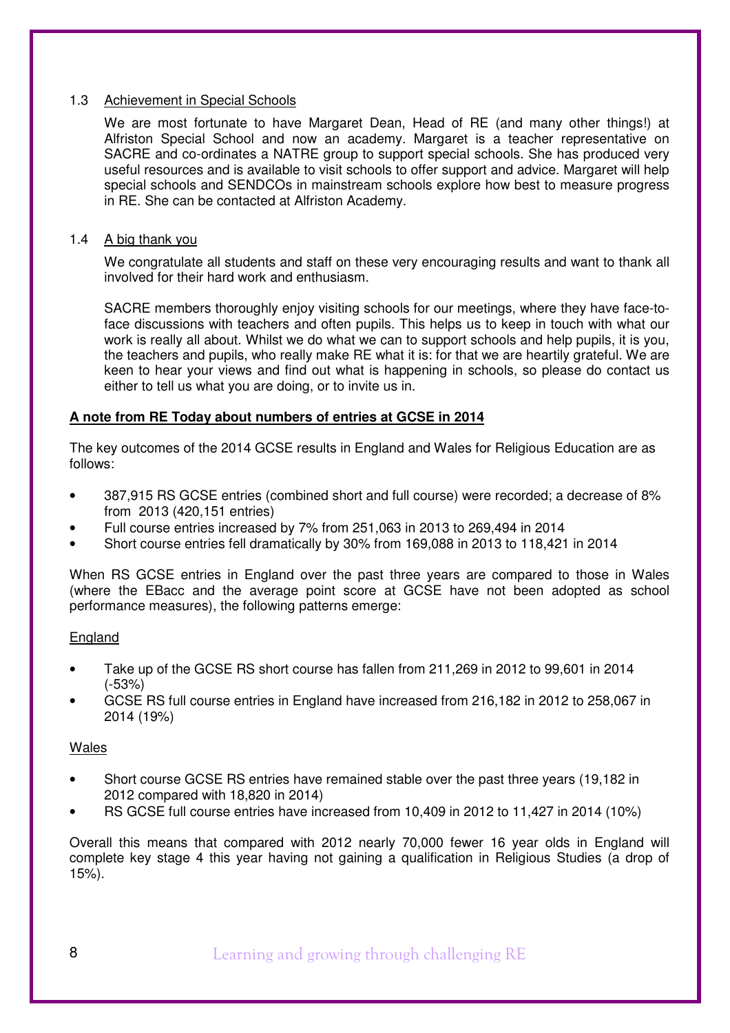### 1.3 Achievement in Special Schools

We are most fortunate to have Margaret Dean, Head of RE (and many other things!) at Alfriston Special School and now an academy. Margaret is a teacher representative on SACRE and co-ordinates a NATRE group to support special schools. She has produced very useful resources and is available to visit schools to offer support and advice. Margaret will help special schools and SENDCOs in mainstream schools explore how best to measure progress in RE. She can be contacted at Alfriston Academy.

### 1.4 A big thank you

We congratulate all students and staff on these very encouraging results and want to thank all involved for their hard work and enthusiasm.

SACRE members thoroughly enjoy visiting schools for our meetings, where they have face-to-face discussions with teachers and often pupils. This helps us to keep in touch with what our work is really all about. Whilst we do what we can to support schools and help pupils, it is you, the teachers and pupils, who really make RE what it is: for that we are heartily grateful. We are keen to hear your views and find out what is happening in schools, so please do contact us either to tell us what you are doing, or to invite us in.

**A note from RE Today about numbers of entries at GCSE in 2014**

The key outcomes of the 2014 GCSE results in England and Wales for Religious Education are as follows:

- 387,915 RS GCSE entries (combined short and full course) were recorded; a decrease of 8% from 2013 (420,151 entries)
- Full course entries increased by 7% from 251,063 in 2013 to 269,494 in 2014
- Short course entries fell dramatically by 30% from 169,088 in 2013 to 118,421 in 2014

When RS GCSE entries in England over the past three years are compared to those in Wales (where the EBacc and the average point score at GCSE have not been adopted as school performance measures), the following patterns emerge:

England

- Take up of the GCSE RS short course has fallen from 211,269 in 2012 to 99,601 in 2014 (-53%)
- GCSE RS full course entries in England have increased from 216,182 in 2012 to 258,067 in 2014 (19%)

Wales

- Short course GCSE RS entries have remained stable over the past three years (19,182 in 2012 compared with 18,820 in 2014)
- RS GCSE full course entries have increased from 10,409 in 2012 to 11,427 in 2014 (10%)

Overall this means that compared with 2012 nearly 70,000 fewer 16 year olds in England will complete key stage 4 this year having not gaining a qualification in Religious Studies (a drop of 15%).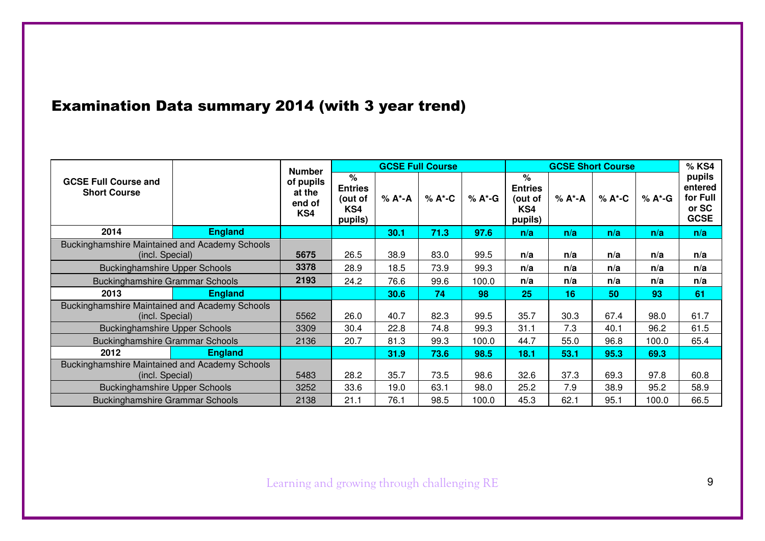# Examination Data summary 2014 (with 3 year trend)

| GCSE Full Course and Short Course | | Number of pupils at the end of KS4 | GCSE Full Course | | | | GCSE Short Course | | | | % KS4 pupils entered for Full or SC GCSE |
|---|---|---|---|---|---|---|---|---|---|---|---|
| | | | % Entries (out of KS4 pupils) | % A*-A | % A*-C | % A*-G | % Entries (out of KS4 pupils) | % A*-A | % A*-C | % A*-G | |
| **2014** | **England** | | | **30.1** | **71.3** | **97.6** | **n/a** | **n/a** | **n/a** | **n/a** | **n/a** |
| Buckinghamshire Maintained and Academy Schools (incl. Special) | | **5675** | 26.5 | 38.9 | 83.0 | 99.5 | **n/a** | **n/a** | **n/a** | **n/a** | **n/a** |
| Buckinghamshire Upper Schools | | **3378** | 28.9 | 18.5 | 73.9 | 99.3 | **n/a** | **n/a** | **n/a** | **n/a** | **n/a** |
| Buckinghamshire Grammar Schools | | **2193** | 24.2 | 76.6 | 99.6 | 100.0 | **n/a** | **n/a** | **n/a** | **n/a** | **n/a** |
| **2013** | **England** | | | **30.6** | **74** | **98** | **25** | **16** | **50** | **93** | **61** |
| Buckinghamshire Maintained and Academy Schools (incl. Special) | | 5562 | 26.0 | 40.7 | 82.3 | 99.5 | 35.7 | 30.3 | 67.4 | 98.0 | 61.7 |
| Buckinghamshire Upper Schools | | 3309 | 30.4 | 22.8 | 74.8 | 99.3 | 31.1 | 7.3 | 40.1 | 96.2 | 61.5 |
| Buckinghamshire Grammar Schools | | 2136 | 20.7 | 81.3 | 99.3 | 100.0 | 44.7 | 55.0 | 96.8 | 100.0 | 65.4 |
| **2012** | **England** | | | **31.9** | **73.6** | **98.5** | **18.1** | **53.1** | **95.3** | **69.3** | |
| Buckinghamshire Maintained and Academy Schools (incl. Special) | | 5483 | 28.2 | 35.7 | 73.5 | 98.6 | 32.6 | 37.3 | 69.3 | 97.8 | 60.8 |
| Buckinghamshire Upper Schools | | 3252 | 33.6 | 19.0 | 63.1 | 98.0 | 25.2 | 7.9 | 38.9 | 95.2 | 58.9 |
| Buckinghamshire Grammar Schools | | 2138 | 21.1 | 76.1 | 98.5 | 100.0 | 45.3 | 62.1 | 95.1 | 100.0 | 66.5 |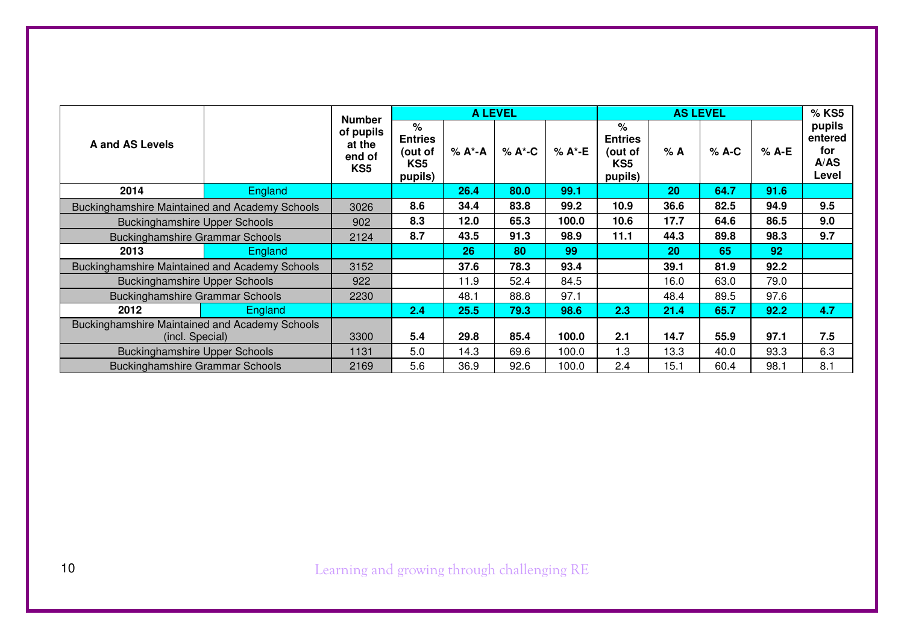| A and AS Levels | | Number of pupils at the end of KS5 | A LEVEL | | | | AS LEVEL | | | | % KS5 pupils entered for A/AS Level |
|---|---|---|---|---|---|---|---|---|---|---|---|
| | | | % Entries (out of KS5 pupils) | % A*-A | % A*-C | % A*-E | % Entries (out of KS5 pupils) | % A | % A-C | % A-E | |
| **2014** | England | | | **26.4** | **80.0** | **99.1** | | **20** | **64.7** | **91.6** | |
| Buckinghamshire Maintained and Academy Schools | | 3026 | **8.6** | **34.4** | **83.8** | **99.2** | **10.9** | **36.6** | **82.5** | **94.9** | **9.5** |
| Buckinghamshire Upper Schools | | 902 | **8.3** | **12.0** | **65.3** | **100.0** | **10.6** | **17.7** | **64.6** | **86.5** | **9.0** |
| Buckinghamshire Grammar Schools | | 2124 | **8.7** | **43.5** | **91.3** | **98.9** | **11.1** | **44.3** | **89.8** | **98.3** | **9.7** |
| **2013** | England | | | **26** | **80** | **99** | | **20** | **65** | **92** | |
| Buckinghamshire Maintained and Academy Schools | | 3152 | | **37.6** | **78.3** | **93.4** | | **39.1** | **81.9** | **92.2** | |
| Buckinghamshire Upper Schools | | 922 | | 11.9 | 52.4 | 84.5 | | 16.0 | 63.0 | 79.0 | |
| Buckinghamshire Grammar Schools | | 2230 | | 48.1 | 88.8 | 97.1 | | 48.4 | 89.5 | 97.6 | |
| **2012** | England | | **2.4** | **25.5** | **79.3** | **98.6** | **2.3** | **21.4** | **65.7** | **92.2** | **4.7** |
| Buckinghamshire Maintained and Academy Schools (incl. Special) | | 3300 | **5.4** | **29.8** | **85.4** | **100.0** | **2.1** | **14.7** | **55.9** | **97.1** | **7.5** |
| Buckinghamshire Upper Schools | | 1131 | 5.0 | 14.3 | 69.6 | 100.0 | 1.3 | 13.3 | 40.0 | 93.3 | 6.3 |
| Buckinghamshire Grammar Schools | | 2169 | 5.6 | 36.9 | 92.6 | 100.0 | 2.4 | 15.1 | 60.4 | 98.1 | 8.1 |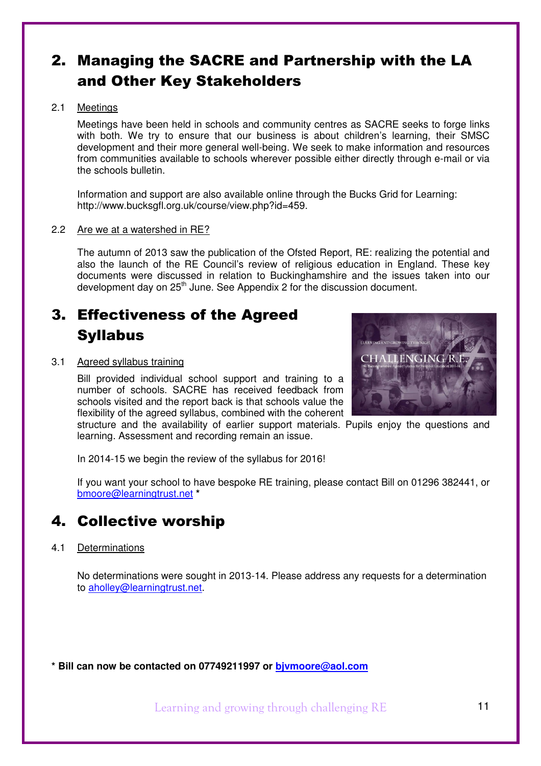## 2. Managing the SACRE and Partnership with the LA and Other Key Stakeholders

2.1 Meetings

Meetings have been held in schools and community centres as SACRE seeks to forge links with both. We try to ensure that our business is about children's learning, their SMSC development and their more general well-being. We seek to make information and resources from communities available to schools wherever possible either directly through e-mail or via the schools bulletin.

Information and support are also available online through the Bucks Grid for Learning: http://www.bucksgfl.org.uk/course/view.php?id=459.

2.2 Are we at a watershed in RE?

The autumn of 2013 saw the publication of the Ofsted Report, RE: realizing the potential and also the launch of the RE Council's review of religious education in England. These key documents were discussed in relation to Buckinghamshire and the issues taken into our development day on 25th June. See Appendix 2 for the discussion document.

## 3. Effectiveness of the Agreed Syllabus

3.1 Agreed syllabus training

Bill provided individual school support and training to a number of schools. SACRE has received feedback from schools visited and the report back is that schools value the flexibility of the agreed syllabus, combined with the coherent structure and the availability of earlier support materials. Pupils enjoy the questions and learning. Assessment and recording remain an issue.

In 2014-15 we begin the review of the syllabus for 2016!

If you want your school to have bespoke RE training, please contact Bill on 01296 382441, or bmoore@learningtrust.net *

## 4. Collective worship

4.1 Determinations

No determinations were sought in 2013-14. Please address any requests for a determination to aholley@learningtrust.net.

**\* Bill can now be contacted on 07749211997 or bjvmoore@aol.com**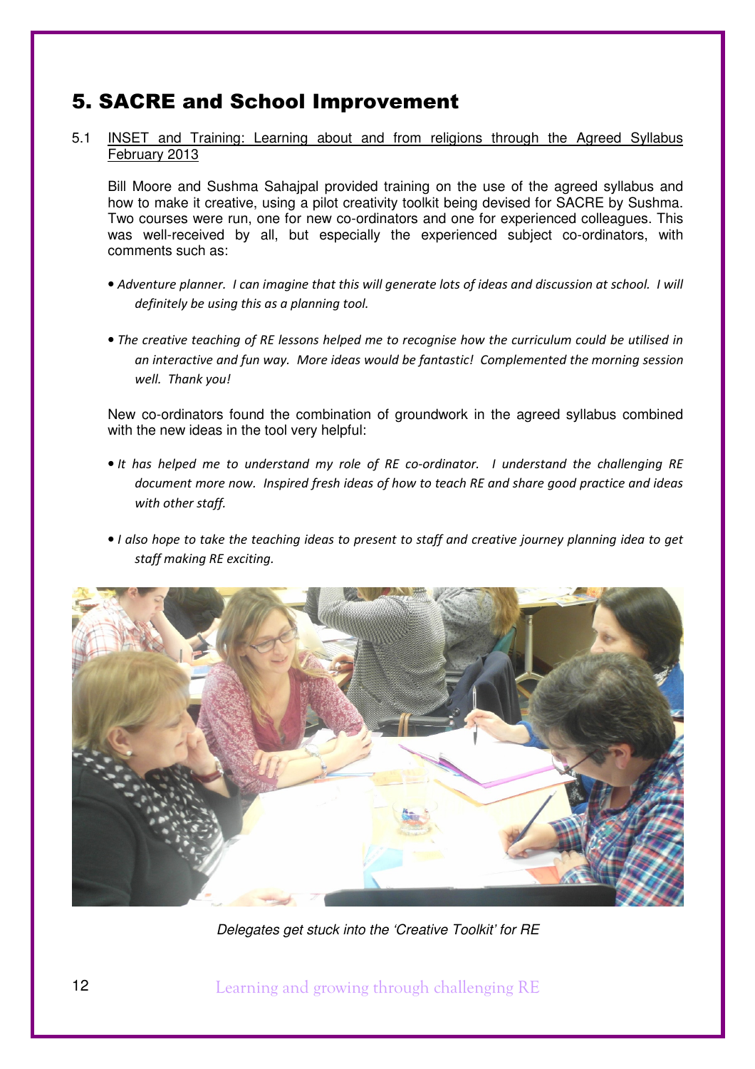# 5. SACRE and School Improvement

5.1 <u>INSET and Training: Learning about and from religions through the Agreed Syllabus February 2013</u>

Bill Moore and Sushma Sahajpal provided training on the use of the agreed syllabus and how to make it creative, using a pilot creativity toolkit being devised for SACRE by Sushma. Two courses were run, one for new co-ordinators and one for experienced colleagues. This was well-received by all, but especially the experienced subject co-ordinators, with comments such as:

- *Adventure planner. I can imagine that this will generate lots of ideas and discussion at school. I will definitely be using this as a planning tool.*
- *The creative teaching of RE lessons helped me to recognise how the curriculum could be utilised in an interactive and fun way. More ideas would be fantastic! Complemented the morning session well. Thank you!*

New co-ordinators found the combination of groundwork in the agreed syllabus combined with the new ideas in the tool very helpful:

- *It has helped me to understand my role of RE co-ordinator. I understand the challenging RE document more now. Inspired fresh ideas of how to teach RE and share good practice and ideas with other staff.*
- *I also hope to take the teaching ideas to present to staff and creative journey planning idea to get staff making RE exciting.*

*Delegates get stuck into the 'Creative Toolkit' for RE*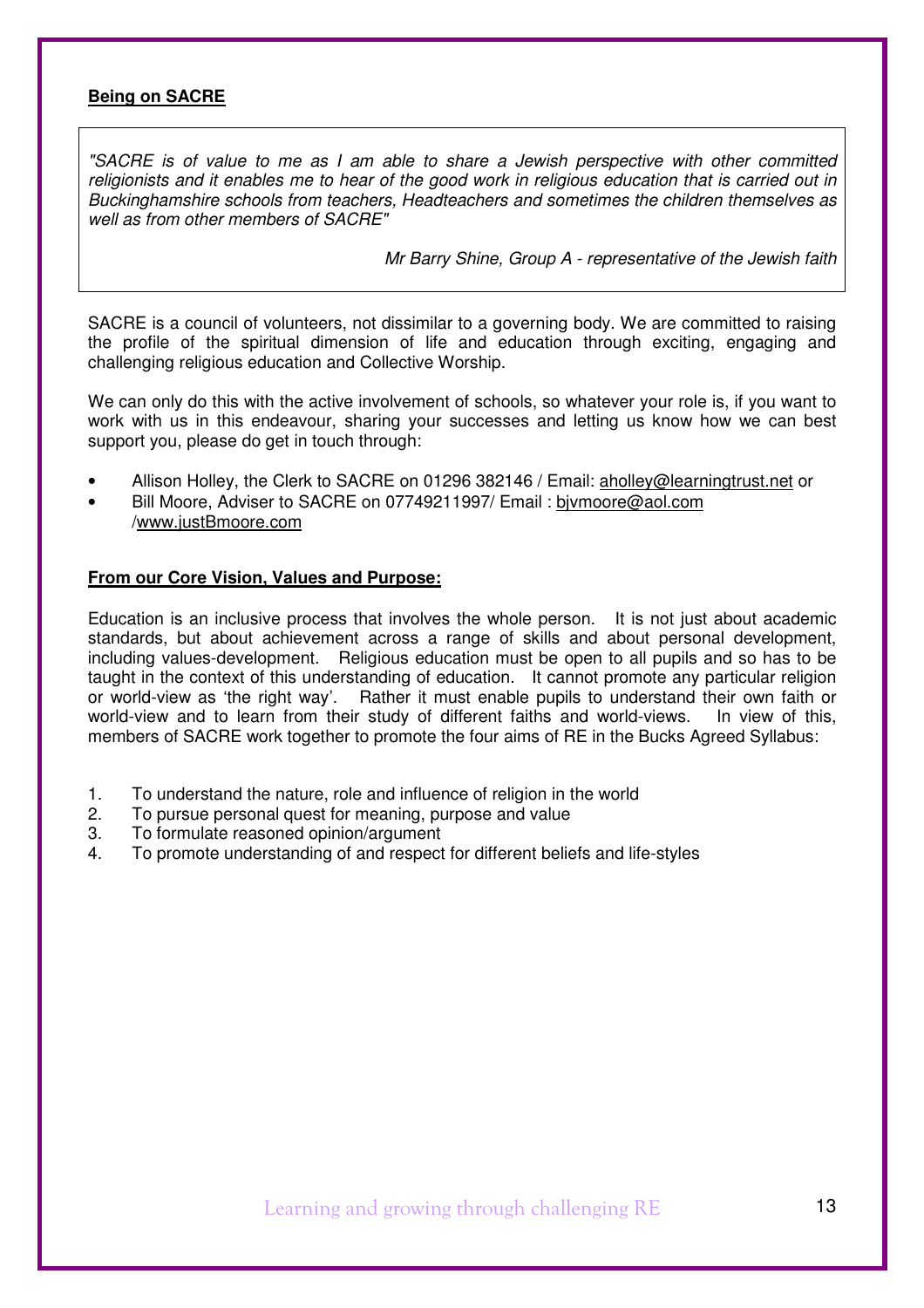**Being on SACRE**

> *"SACRE is of value to me as I am able to share a Jewish perspective with other committed religionists and it enables me to hear of the good work in religious education that is carried out in Buckinghamshire schools from teachers, Headteachers and sometimes the children themselves as well as from other members of SACRE"*
>
> *Mr Barry Shine, Group A - representative of the Jewish faith*

SACRE is a council of volunteers, not dissimilar to a governing body. We are committed to raising the profile of the spiritual dimension of life and education through exciting, engaging and challenging religious education and Collective Worship.

We can only do this with the active involvement of schools, so whatever your role is, if you want to work with us in this endeavour, sharing your successes and letting us know how we can best support you, please do get in touch through:

- Allison Holley, the Clerk to SACRE on 01296 382146 / Email: aholley@learningtrust.net or
- Bill Moore, Adviser to SACRE on 07749211997/ Email : bjvmoore@aol.com /www.justBmoore.com

**From our Core Vision, Values and Purpose:**

Education is an inclusive process that involves the whole person. It is not just about academic standards, but about achievement across a range of skills and about personal development, including values-development. Religious education must be open to all pupils and so has to be taught in the context of this understanding of education. It cannot promote any particular religion or world-view as 'the right way'. Rather it must enable pupils to understand their own faith or world-view and to learn from their study of different faiths and world-views. In view of this, members of SACRE work together to promote the four aims of RE in the Bucks Agreed Syllabus:

1. To understand the nature, role and influence of religion in the world
2. To pursue personal quest for meaning, purpose and value
3. To formulate reasoned opinion/argument
4. To promote understanding of and respect for different beliefs and life-styles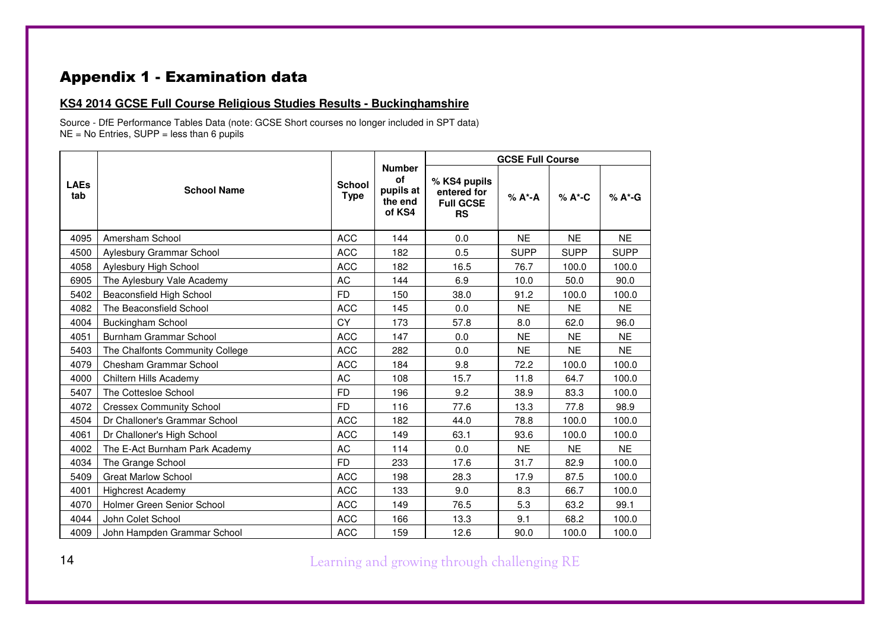# Appendix 1 - Examination data

**KS4 2014 GCSE Full Course Religious Studies Results - Buckinghamshire**

Source - DfE Performance Tables Data (note: GCSE Short courses no longer included in SPT data)
NE = No Entries, SUPP = less than 6 pupils

| LAEs tab | School Name | School Type | Number of pupils at the end of KS4 | GCSE Full Course | | | |
|---|---|---|---|---|---|---|---|
| | | | | % KS4 pupils entered for Full GCSE RS | % A*-A | % A*-C | % A*-G |
| 4095 | Amersham School | ACC | 144 | 0.0 | NE | NE | NE |
| 4500 | Aylesbury Grammar School | ACC | 182 | 0.5 | SUPP | SUPP | SUPP |
| 4058 | Aylesbury High School | ACC | 182 | 16.5 | 76.7 | 100.0 | 100.0 |
| 6905 | The Aylesbury Vale Academy | AC | 144 | 6.9 | 10.0 | 50.0 | 90.0 |
| 5402 | Beaconsfield High School | FD | 150 | 38.0 | 91.2 | 100.0 | 100.0 |
| 4082 | The Beaconsfield School | ACC | 145 | 0.0 | NE | NE | NE |
| 4004 | Buckingham School | CY | 173 | 57.8 | 8.0 | 62.0 | 96.0 |
| 4051 | Burnham Grammar School | ACC | 147 | 0.0 | NE | NE | NE |
| 5403 | The Chalfonts Community College | ACC | 282 | 0.0 | NE | NE | NE |
| 4079 | Chesham Grammar School | ACC | 184 | 9.8 | 72.2 | 100.0 | 100.0 |
| 4000 | Chiltern Hills Academy | AC | 108 | 15.7 | 11.8 | 64.7 | 100.0 |
| 5407 | The Cottesloe School | FD | 196 | 9.2 | 38.9 | 83.3 | 100.0 |
| 4072 | Cressex Community School | FD | 116 | 77.6 | 13.3 | 77.8 | 98.9 |
| 4504 | Dr Challoner's Grammar School | ACC | 182 | 44.0 | 78.8 | 100.0 | 100.0 |
| 4061 | Dr Challoner's High School | ACC | 149 | 63.1 | 93.6 | 100.0 | 100.0 |
| 4002 | The E-Act Burnham Park Academy | AC | 114 | 0.0 | NE | NE | NE |
| 4034 | The Grange School | FD | 233 | 17.6 | 31.7 | 82.9 | 100.0 |
| 5409 | Great Marlow School | ACC | 198 | 28.3 | 17.9 | 87.5 | 100.0 |
| 4001 | Highcrest Academy | ACC | 133 | 9.0 | 8.3 | 66.7 | 100.0 |
| 4070 | Holmer Green Senior School | ACC | 149 | 76.5 | 5.3 | 63.2 | 99.1 |
| 4044 | John Colet School | ACC | 166 | 13.3 | 9.1 | 68.2 | 100.0 |
| 4009 | John Hampden Grammar School | ACC | 159 | 12.6 | 90.0 | 100.0 | 100.0 |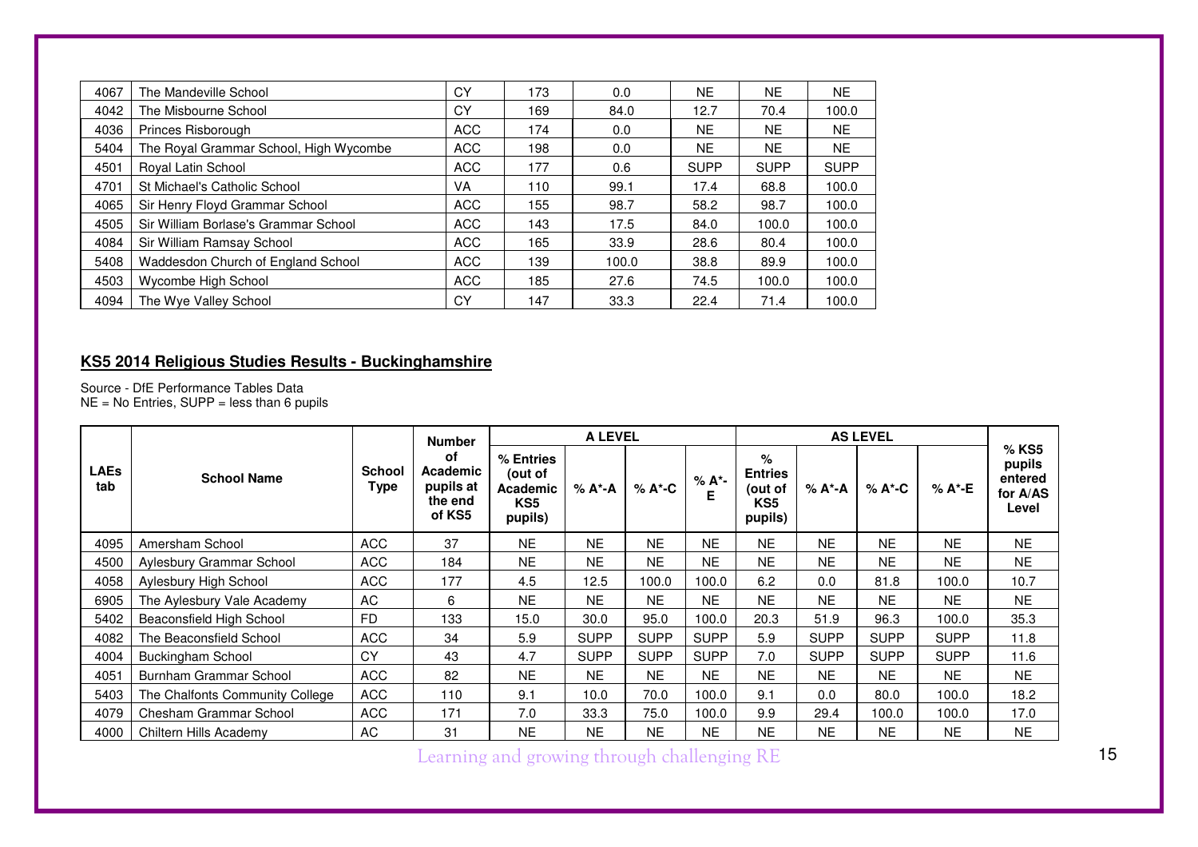| 4067 | The Mandeville School | CY | 173 | 0.0 | NE | NE | NE |
|---|---|---|---|---|---|---|---|
| 4042 | The Misbourne School | CY | 169 | 84.0 | 12.7 | 70.4 | 100.0 |
| 4036 | Princes Risborough | ACC | 174 | 0.0 | NE | NE | NE |
| 5404 | The Royal Grammar School, High Wycombe | ACC | 198 | 0.0 | NE | NE | NE |
| 4501 | Royal Latin School | ACC | 177 | 0.6 | SUPP | SUPP | SUPP |
| 4701 | St Michael's Catholic School | VA | 110 | 99.1 | 17.4 | 68.8 | 100.0 |
| 4065 | Sir Henry Floyd Grammar School | ACC | 155 | 98.7 | 58.2 | 98.7 | 100.0 |
| 4505 | Sir William Borlase's Grammar School | ACC | 143 | 17.5 | 84.0 | 100.0 | 100.0 |
| 4084 | Sir William Ramsay School | ACC | 165 | 33.9 | 28.6 | 80.4 | 100.0 |
| 5408 | Waddesdon Church of England School | ACC | 139 | 100.0 | 38.8 | 89.9 | 100.0 |
| 4503 | Wycombe High School | ACC | 185 | 27.6 | 74.5 | 100.0 | 100.0 |
| 4094 | The Wye Valley School | CY | 147 | 33.3 | 22.4 | 71.4 | 100.0 |

## KS5 2014 Religious Studies Results - Buckinghamshire

Source - DfE Performance Tables Data
NE = No Entries, SUPP = less than 6 pupils

| LAEs tab | School Name | School Type | Number of Academic pupils at the end of KS5 | A LEVEL | | | | AS LEVEL | | | | % KS5 pupils entered for A/AS Level |
|---|---|---|---|---|---|---|---|---|---|---|---|---|
| | | | | % Entries (out of Academic KS5 pupils) | % A*-A | % A*-C | % A*-E | % Entries (out of KS5 pupils) | % A*-A | % A*-C | % A*-E | |
| 4095 | Amersham School | ACC | 37 | NE | NE | NE | NE | NE | NE | NE | NE | NE |
| 4500 | Aylesbury Grammar School | ACC | 184 | NE | NE | NE | NE | NE | NE | NE | NE | NE |
| 4058 | Aylesbury High School | ACC | 177 | 4.5 | 12.5 | 100.0 | 100.0 | 6.2 | 0.0 | 81.8 | 100.0 | 10.7 |
| 6905 | The Aylesbury Vale Academy | AC | 6 | NE | NE | NE | NE | NE | NE | NE | NE | NE |
| 5402 | Beaconsfield High School | FD | 133 | 15.0 | 30.0 | 95.0 | 100.0 | 20.3 | 51.9 | 96.3 | 100.0 | 35.3 |
| 4082 | The Beaconsfield School | ACC | 34 | 5.9 | SUPP | SUPP | SUPP | 5.9 | SUPP | SUPP | SUPP | 11.8 |
| 4004 | Buckingham School | CY | 43 | 4.7 | SUPP | SUPP | SUPP | 7.0 | SUPP | SUPP | SUPP | 11.6 |
| 4051 | Burnham Grammar School | ACC | 82 | NE | NE | NE | NE | NE | NE | NE | NE | NE |
| 5403 | The Chalfonts Community College | ACC | 110 | 9.1 | 10.0 | 70.0 | 100.0 | 9.1 | 0.0 | 80.0 | 100.0 | 18.2 |
| 4079 | Chesham Grammar School | ACC | 171 | 7.0 | 33.3 | 75.0 | 100.0 | 9.9 | 29.4 | 100.0 | 100.0 | 17.0 |
| 4000 | Chiltern Hills Academy | AC | 31 | NE | NE | NE | NE | NE | NE | NE | NE | NE |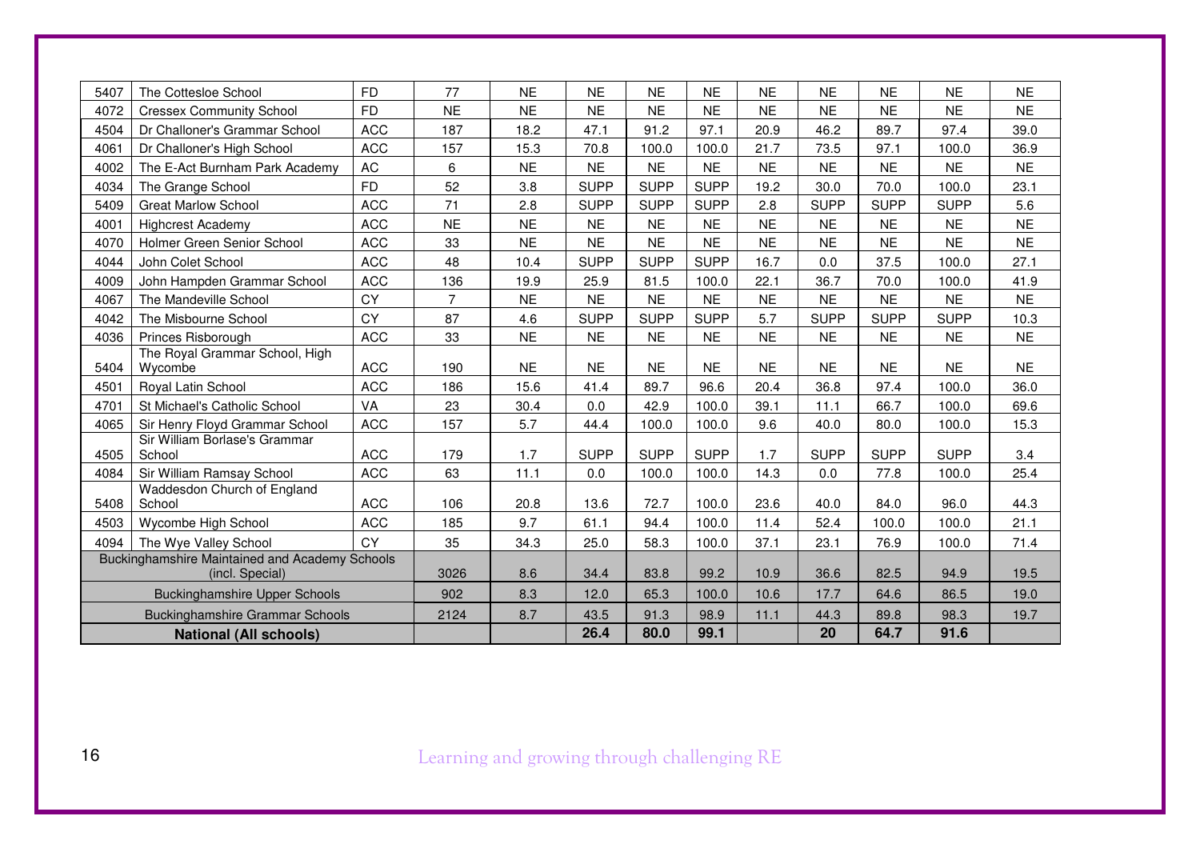| | | | | | | | | | | | | |
|---|---|---|---|---|---|---|---|---|---|---|---|---|
| 5407 | The Cottesloe School | FD | 77 | NE | NE | NE | NE | NE | NE | NE | NE | NE |
| 4072 | Cressex Community School | FD | NE | NE | NE | NE | NE | NE | NE | NE | NE | NE |
| 4504 | Dr Challoner's Grammar School | ACC | 187 | 18.2 | 47.1 | 91.2 | 97.1 | 20.9 | 46.2 | 89.7 | 97.4 | 39.0 |
| 4061 | Dr Challoner's High School | ACC | 157 | 15.3 | 70.8 | 100.0 | 100.0 | 21.7 | 73.5 | 97.1 | 100.0 | 36.9 |
| 4002 | The E-Act Burnham Park Academy | AC | 6 | NE | NE | NE | NE | NE | NE | NE | NE | NE |
| 4034 | The Grange School | FD | 52 | 3.8 | SUPP | SUPP | SUPP | 19.2 | 30.0 | 70.0 | 100.0 | 23.1 |
| 5409 | Great Marlow School | ACC | 71 | 2.8 | SUPP | SUPP | SUPP | 2.8 | SUPP | SUPP | SUPP | 5.6 |
| 4001 | Highcrest Academy | ACC | NE | NE | NE | NE | NE | NE | NE | NE | NE | NE |
| 4070 | Holmer Green Senior School | ACC | 33 | NE | NE | NE | NE | NE | NE | NE | NE | NE |
| 4044 | John Colet School | ACC | 48 | 10.4 | SUPP | SUPP | SUPP | 16.7 | 0.0 | 37.5 | 100.0 | 27.1 |
| 4009 | John Hampden Grammar School | ACC | 136 | 19.9 | 25.9 | 81.5 | 100.0 | 22.1 | 36.7 | 70.0 | 100.0 | 41.9 |
| 4067 | The Mandeville School | CY | 7 | NE | NE | NE | NE | NE | NE | NE | NE | NE |
| 4042 | The Misbourne School | CY | 87 | 4.6 | SUPP | SUPP | SUPP | 5.7 | SUPP | SUPP | SUPP | 10.3 |
| 4036 | Princes Risborough | ACC | 33 | NE | NE | NE | NE | NE | NE | NE | NE | NE |
| 5404 | The Royal Grammar School, High Wycombe | ACC | 190 | NE | NE | NE | NE | NE | NE | NE | NE | NE |
| 4501 | Royal Latin School | ACC | 186 | 15.6 | 41.4 | 89.7 | 96.6 | 20.4 | 36.8 | 97.4 | 100.0 | 36.0 |
| 4701 | St Michael's Catholic School | VA | 23 | 30.4 | 0.0 | 42.9 | 100.0 | 39.1 | 11.1 | 66.7 | 100.0 | 69.6 |
| 4065 | Sir Henry Floyd Grammar School | ACC | 157 | 5.7 | 44.4 | 100.0 | 100.0 | 9.6 | 40.0 | 80.0 | 100.0 | 15.3 |
| 4505 | Sir William Borlase's Grammar School | ACC | 179 | 1.7 | SUPP | SUPP | SUPP | 1.7 | SUPP | SUPP | SUPP | 3.4 |
| 4084 | Sir William Ramsay School | ACC | 63 | 11.1 | 0.0 | 100.0 | 100.0 | 14.3 | 0.0 | 77.8 | 100.0 | 25.4 |
| 5408 | Waddesdon Church of England School | ACC | 106 | 20.8 | 13.6 | 72.7 | 100.0 | 23.6 | 40.0 | 84.0 | 96.0 | 44.3 |
| 4503 | Wycombe High School | ACC | 185 | 9.7 | 61.1 | 94.4 | 100.0 | 11.4 | 52.4 | 100.0 | 100.0 | 21.1 |
| 4094 | The Wye Valley School | CY | 35 | 34.3 | 25.0 | 58.3 | 100.0 | 37.1 | 23.1 | 76.9 | 100.0 | 71.4 |
| Buckinghamshire Maintained and Academy Schools (incl. Special) | | | 3026 | 8.6 | 34.4 | 83.8 | 99.2 | 10.9 | 36.6 | 82.5 | 94.9 | 19.5 |
| Buckinghamshire Upper Schools | | | 902 | 8.3 | 12.0 | 65.3 | 100.0 | 10.6 | 17.7 | 64.6 | 86.5 | 19.0 |
| Buckinghamshire Grammar Schools | | | 2124 | 8.7 | 43.5 | 91.3 | 98.9 | 11.1 | 44.3 | 89.8 | 98.3 | 19.7 |
| **National (All schools)** | | | | | **26.4** | **80.0** | **99.1** | | **20** | **64.7** | **91.6** | |

Learning and growing through challenging RE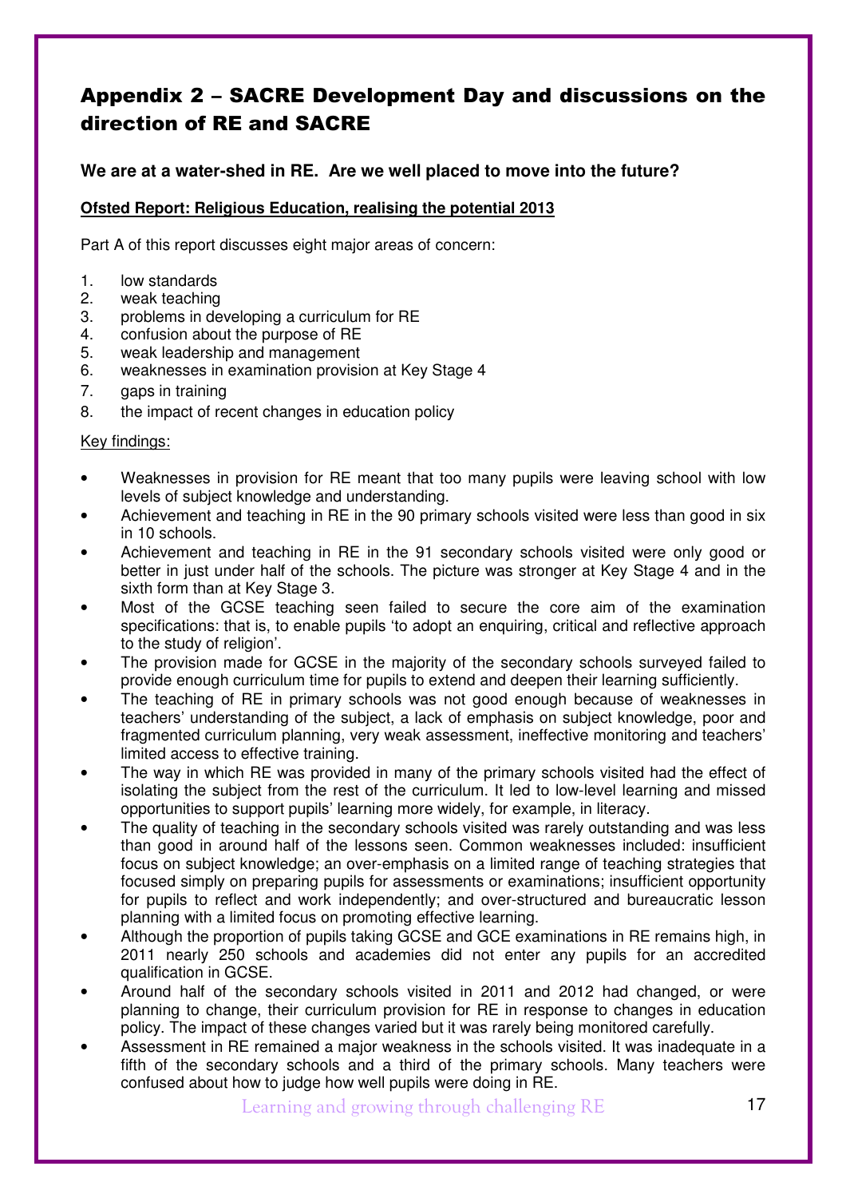# Appendix 2 – SACRE Development Day and discussions on the direction of RE and SACRE

**We are at a water-shed in RE. Are we well placed to move into the future?**

**Ofsted Report: Religious Education, realising the potential 2013**

Part A of this report discusses eight major areas of concern:

1. low standards
2. weak teaching
3. problems in developing a curriculum for RE
4. confusion about the purpose of RE
5. weak leadership and management
6. weaknesses in examination provision at Key Stage 4
7. gaps in training
8. the impact of recent changes in education policy

Key findings:

- Weaknesses in provision for RE meant that too many pupils were leaving school with low levels of subject knowledge and understanding.
- Achievement and teaching in RE in the 90 primary schools visited were less than good in six in 10 schools.
- Achievement and teaching in RE in the 91 secondary schools visited were only good or better in just under half of the schools. The picture was stronger at Key Stage 4 and in the sixth form than at Key Stage 3.
- Most of the GCSE teaching seen failed to secure the core aim of the examination specifications: that is, to enable pupils 'to adopt an enquiring, critical and reflective approach to the study of religion'.
- The provision made for GCSE in the majority of the secondary schools surveyed failed to provide enough curriculum time for pupils to extend and deepen their learning sufficiently.
- The teaching of RE in primary schools was not good enough because of weaknesses in teachers' understanding of the subject, a lack of emphasis on subject knowledge, poor and fragmented curriculum planning, very weak assessment, ineffective monitoring and teachers' limited access to effective training.
- The way in which RE was provided in many of the primary schools visited had the effect of isolating the subject from the rest of the curriculum. It led to low-level learning and missed opportunities to support pupils' learning more widely, for example, in literacy.
- The quality of teaching in the secondary schools visited was rarely outstanding and was less than good in around half of the lessons seen. Common weaknesses included: insufficient focus on subject knowledge; an over-emphasis on a limited range of teaching strategies that focused simply on preparing pupils for assessments or examinations; insufficient opportunity for pupils to reflect and work independently; and over-structured and bureaucratic lesson planning with a limited focus on promoting effective learning.
- Although the proportion of pupils taking GCSE and GCE examinations in RE remains high, in 2011 nearly 250 schools and academies did not enter any pupils for an accredited qualification in GCSE.
- Around half of the secondary schools visited in 2011 and 2012 had changed, or were planning to change, their curriculum provision for RE in response to changes in education policy. The impact of these changes varied but it was rarely being monitored carefully.
- Assessment in RE remained a major weakness in the schools visited. It was inadequate in a fifth of the secondary schools and a third of the primary schools. Many teachers were confused about how to judge how well pupils were doing in RE.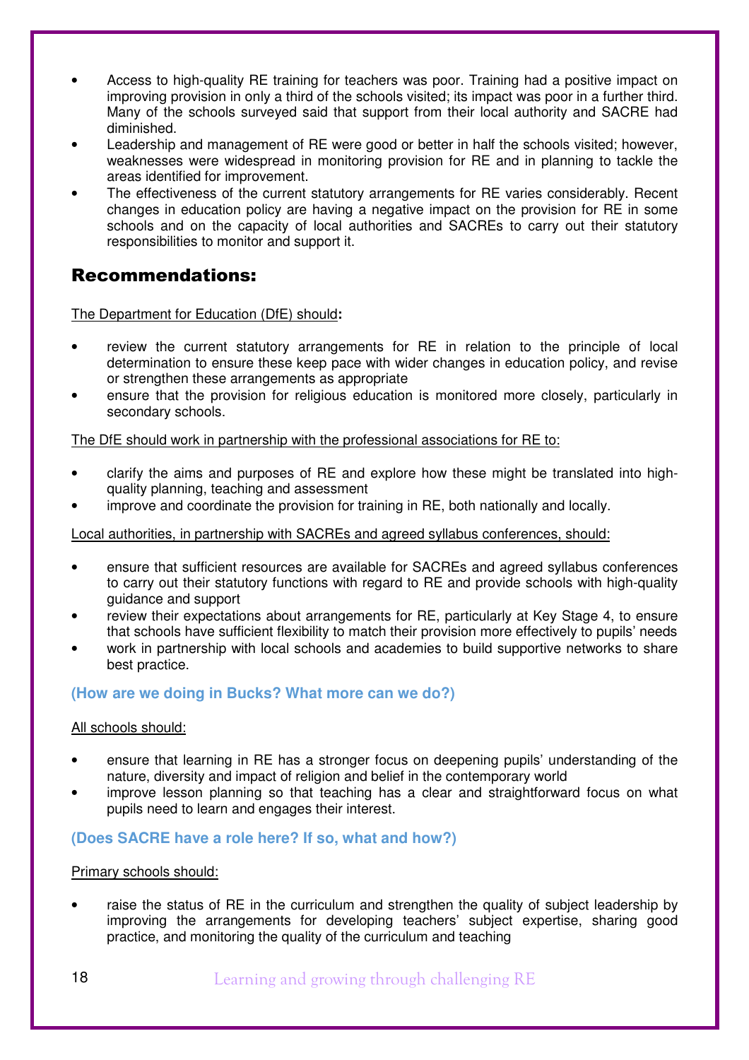- Access to high-quality RE training for teachers was poor. Training had a positive impact on improving provision in only a third of the schools visited; its impact was poor in a further third. Many of the schools surveyed said that support from their local authority and SACRE had diminished.
- Leadership and management of RE were good or better in half the schools visited; however, weaknesses were widespread in monitoring provision for RE and in planning to tackle the areas identified for improvement.
- The effectiveness of the current statutory arrangements for RE varies considerably. Recent changes in education policy are having a negative impact on the provision for RE in some schools and on the capacity of local authorities and SACREs to carry out their statutory responsibilities to monitor and support it.

## Recommendations:

The Department for Education (DfE) should**:**

- review the current statutory arrangements for RE in relation to the principle of local determination to ensure these keep pace with wider changes in education policy, and revise or strengthen these arrangements as appropriate
- ensure that the provision for religious education is monitored more closely, particularly in secondary schools.

The DfE should work in partnership with the professional associations for RE to:

- clarify the aims and purposes of RE and explore how these might be translated into high-quality planning, teaching and assessment
- improve and coordinate the provision for training in RE, both nationally and locally.

Local authorities, in partnership with SACREs and agreed syllabus conferences, should:

- ensure that sufficient resources are available for SACREs and agreed syllabus conferences to carry out their statutory functions with regard to RE and provide schools with high-quality guidance and support
- review their expectations about arrangements for RE, particularly at Key Stage 4, to ensure that schools have sufficient flexibility to match their provision more effectively to pupils' needs
- work in partnership with local schools and academies to build supportive networks to share best practice.

**(How are we doing in Bucks? What more can we do?)**

All schools should:

- ensure that learning in RE has a stronger focus on deepening pupils' understanding of the nature, diversity and impact of religion and belief in the contemporary world
- improve lesson planning so that teaching has a clear and straightforward focus on what pupils need to learn and engages their interest.

**(Does SACRE have a role here? If so, what and how?)**

Primary schools should:

- raise the status of RE in the curriculum and strengthen the quality of subject leadership by improving the arrangements for developing teachers' subject expertise, sharing good practice, and monitoring the quality of the curriculum and teaching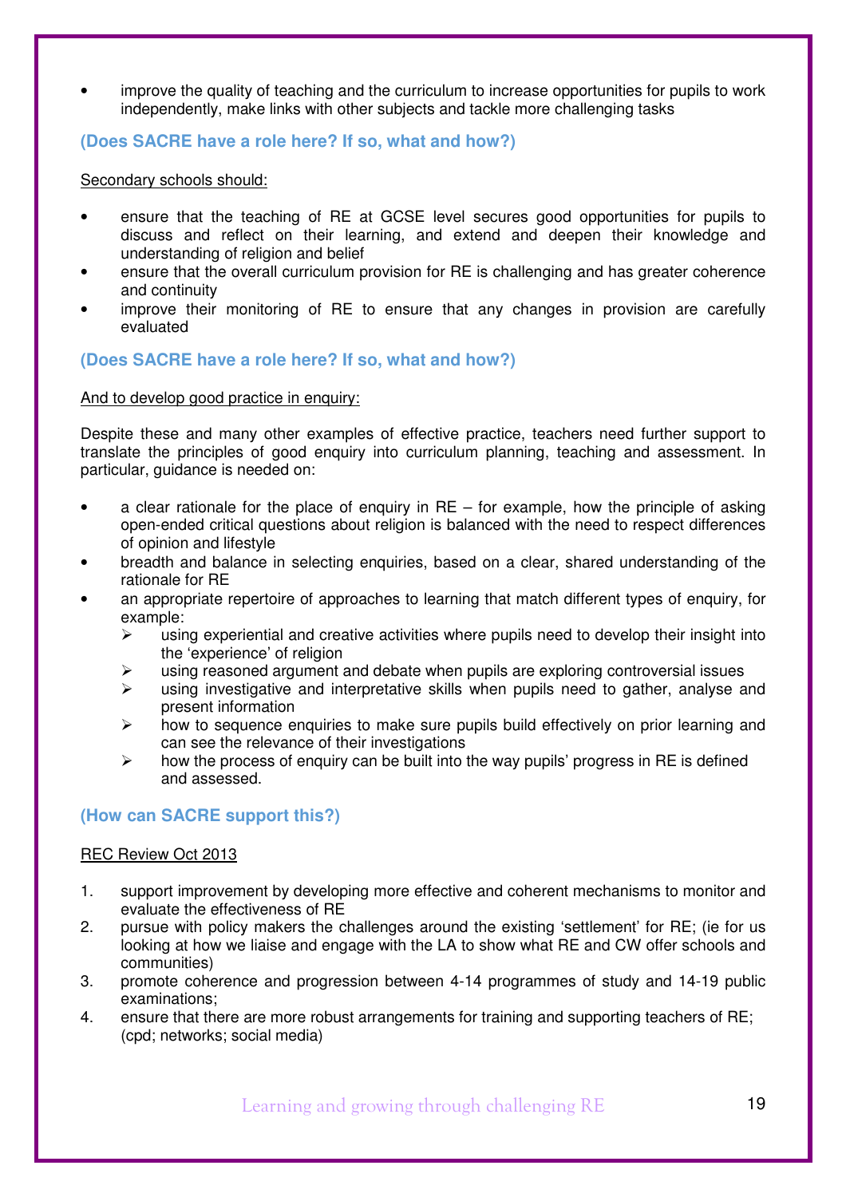- improve the quality of teaching and the curriculum to increase opportunities for pupils to work independently, make links with other subjects and tackle more challenging tasks

**(Does SACRE have a role here? If so, what and how?)**

Secondary schools should:

- ensure that the teaching of RE at GCSE level secures good opportunities for pupils to discuss and reflect on their learning, and extend and deepen their knowledge and understanding of religion and belief
- ensure that the overall curriculum provision for RE is challenging and has greater coherence and continuity
- improve their monitoring of RE to ensure that any changes in provision are carefully evaluated

**(Does SACRE have a role here? If so, what and how?)**

And to develop good practice in enquiry:

Despite these and many other examples of effective practice, teachers need further support to translate the principles of good enquiry into curriculum planning, teaching and assessment. In particular, guidance is needed on:

- a clear rationale for the place of enquiry in RE – for example, how the principle of asking open-ended critical questions about religion is balanced with the need to respect differences of opinion and lifestyle
- breadth and balance in selecting enquiries, based on a clear, shared understanding of the rationale for RE
- an appropriate repertoire of approaches to learning that match different types of enquiry, for example:
  - using experiential and creative activities where pupils need to develop their insight into the 'experience' of religion
  - using reasoned argument and debate when pupils are exploring controversial issues
  - using investigative and interpretative skills when pupils need to gather, analyse and present information
  - how to sequence enquiries to make sure pupils build effectively on prior learning and can see the relevance of their investigations
  - how the process of enquiry can be built into the way pupils' progress in RE is defined and assessed.

**(How can SACRE support this?)**

REC Review Oct 2013

1. support improvement by developing more effective and coherent mechanisms to monitor and evaluate the effectiveness of RE
2. pursue with policy makers the challenges around the existing 'settlement' for RE; (ie for us looking at how we liaise and engage with the LA to show what RE and CW offer schools and communities)
3. promote coherence and progression between 4-14 programmes of study and 14-19 public examinations;
4. ensure that there are more robust arrangements for training and supporting teachers of RE; (cpd; networks; social media)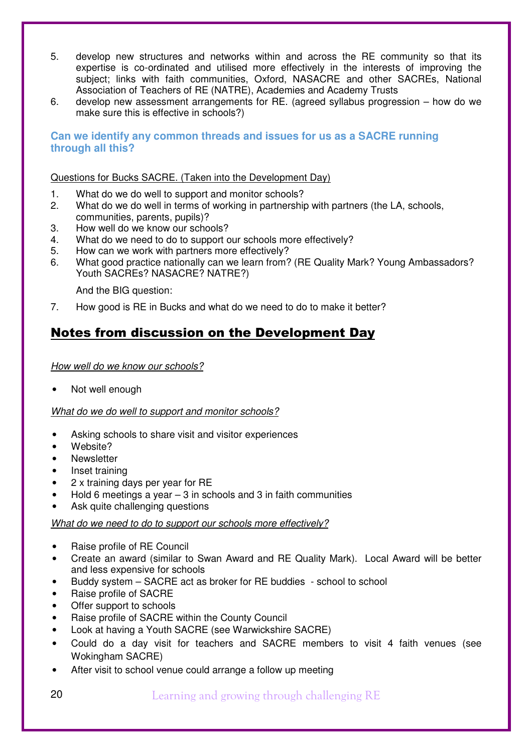5. develop new structures and networks within and across the RE community so that its expertise is co-ordinated and utilised more effectively in the interests of improving the subject; links with faith communities, Oxford, NASACRE and other SACREs, National Association of Teachers of RE (NATRE), Academies and Academy Trusts
6. develop new assessment arrangements for RE. (agreed syllabus progression – how do we make sure this is effective in schools?)

### Can we identify any common threads and issues for us as a SACRE running through all this?

Questions for Bucks SACRE. (Taken into the Development Day)

1. What do we do well to support and monitor schools?
2. What do we do well in terms of working in partnership with partners (the LA, schools, communities, parents, pupils)?
3. How well do we know our schools?
4. What do we need to do to support our schools more effectively?
5. How can we work with partners more effectively?
6. What good practice nationally can we learn from? (RE Quality Mark? Young Ambassadors? Youth SACREs? NASACRE? NATRE?)

   And the BIG question:

7. How good is RE in Bucks and what do we need to do to make it better?

## Notes from discussion on the Development Day

*How well do we know our schools?*

- Not well enough

*What do we do well to support and monitor schools?*

- Asking schools to share visit and visitor experiences
- Website?
- Newsletter
- Inset training
- 2 x training days per year for RE
- Hold 6 meetings a year – 3 in schools and 3 in faith communities
- Ask quite challenging questions

*What do we need to do to support our schools more effectively?*

- Raise profile of RE Council
- Create an award (similar to Swan Award and RE Quality Mark). Local Award will be better and less expensive for schools
- Buddy system – SACRE act as broker for RE buddies - school to school
- Raise profile of SACRE
- Offer support to schools
- Raise profile of SACRE within the County Council
- Look at having a Youth SACRE (see Warwickshire SACRE)
- Could do a day visit for teachers and SACRE members to visit 4 faith venues (see Wokingham SACRE)
- After visit to school venue could arrange a follow up meeting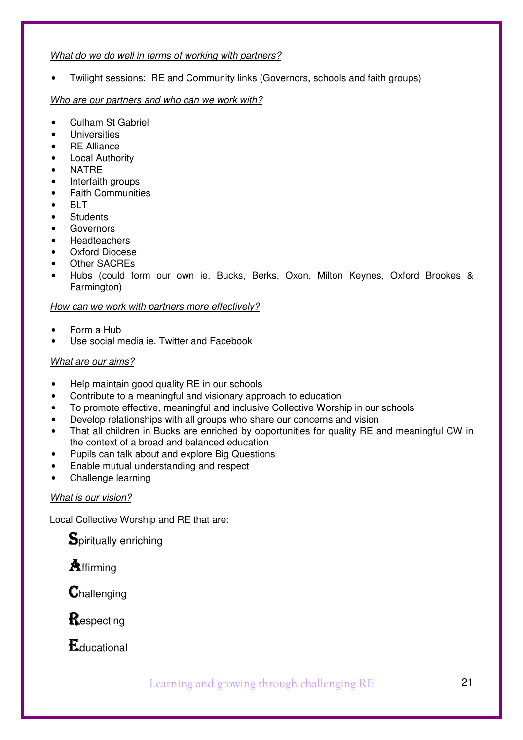*What do we do well in terms of working with partners?*

- Twilight sessions: RE and Community links (Governors, schools and faith groups)

*Who are our partners and who can we work with?*

- Culham St Gabriel
- Universities
- RE Alliance
- Local Authority
- NATRE
- Interfaith groups
- Faith Communities
- BLT
- Students
- Governors
- Headteachers
- Oxford Diocese
- Other SACREs
- Hubs (could form our own ie. Bucks, Berks, Oxon, Milton Keynes, Oxford Brookes & Farmington)

*How can we work with partners more effectively?*

- Form a Hub
- Use social media ie. Twitter and Facebook

*What are our aims?*

- Help maintain good quality RE in our schools
- Contribute to a meaningful and visionary approach to education
- To promote effective, meaningful and inclusive Collective Worship in our schools
- Develop relationships with all groups who share our concerns and vision
- That all children in Bucks are enriched by opportunities for quality RE and meaningful CW in the context of a broad and balanced education
- Pupils can talk about and explore Big Questions
- Enable mutual understanding and respect
- Challenge learning

*What is our vision?*

Local Collective Worship and RE that are:

**S**piritually enriching

**A**ffirming

**C**hallenging

**R**especting

**E**ducational

Learning and growing through challenging RE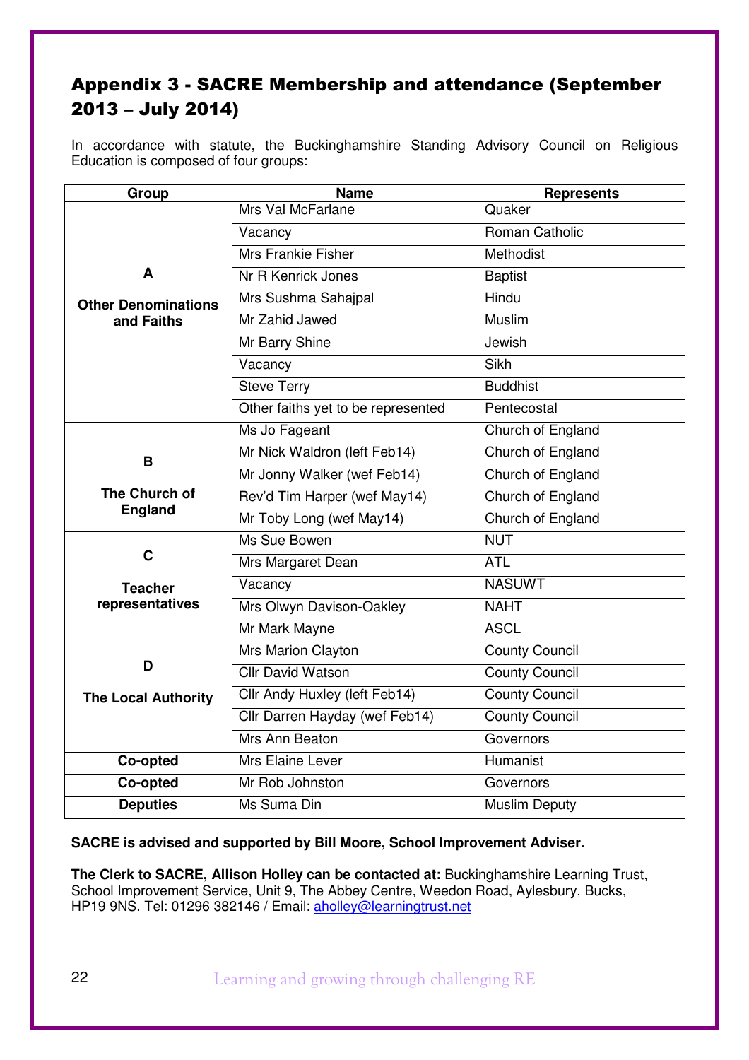## Appendix 3 - SACRE Membership and attendance (September 2013 – July 2014)

In accordance with statute, the Buckinghamshire Standing Advisory Council on Religious Education is composed of four groups:

| Group | Name | Represents |
|---|---|---|
| **A**<br>**Other Denominations and Faiths** | Mrs Val McFarlane | Quaker |
| | Vacancy | Roman Catholic |
| | Mrs Frankie Fisher | Methodist |
| | Nr R Kenrick Jones | Baptist |
| | Mrs Sushma Sahajpal | Hindu |
| | Mr Zahid Jawed | Muslim |
| | Mr Barry Shine | Jewish |
| | Vacancy | Sikh |
| | Steve Terry | Buddhist |
| | Other faiths yet to be represented | Pentecostal |
| **B**<br>**The Church of England** | Ms Jo Fageant | Church of England |
| | Mr Nick Waldron (left Feb14) | Church of England |
| | Mr Jonny Walker (wef Feb14) | Church of England |
| | Rev'd Tim Harper (wef May14) | Church of England |
| | Mr Toby Long (wef May14) | Church of England |
| **C**<br>**Teacher representatives** | Ms Sue Bowen | NUT |
| | Mrs Margaret Dean | ATL |
| | Vacancy | NASUWT |
| | Mrs Olwyn Davison-Oakley | NAHT |
| | Mr Mark Mayne | ASCL |
| **D**<br>**The Local Authority** | Mrs Marion Clayton | County Council |
| | Cllr David Watson | County Council |
| | Cllr Andy Huxley (left Feb14) | County Council |
| | Cllr Darren Hayday (wef Feb14) | County Council |
| | Mrs Ann Beaton | Governors |
| **Co-opted** | Mrs Elaine Lever | Humanist |
| **Co-opted** | Mr Rob Johnston | Governors |
| **Deputies** | Ms Suma Din | Muslim Deputy |

**SACRE is advised and supported by Bill Moore, School Improvement Adviser.**

**The Clerk to SACRE, Allison Holley can be contacted at:** Buckinghamshire Learning Trust, School Improvement Service, Unit 9, The Abbey Centre, Weedon Road, Aylesbury, Bucks, HP19 9NS. Tel: 01296 382146 / Email: aholley@learningtrust.net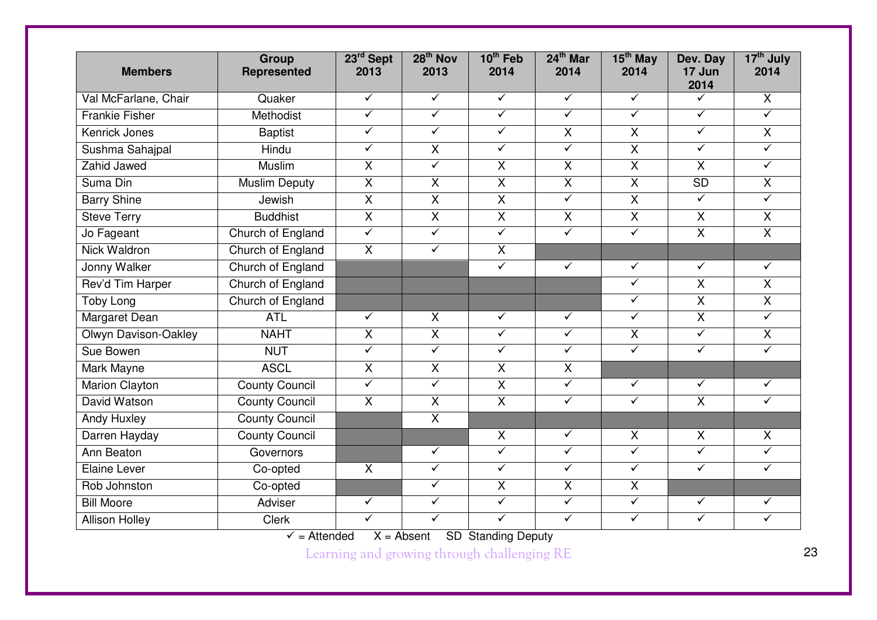| Members | Group Represented | 23rd Sept 2013 | 28th Nov 2013 | 10th Feb 2014 | 24th Mar 2014 | 15th May 2014 | Dev. Day 17 Jun 2014 | 17th July 2014 |
|---|---|---|---|---|---|---|---|---|
| Val McFarlane, Chair | Quaker | ✓ | ✓ | ✓ | ✓ | ✓ | ✓ | X |
| Frankie Fisher | Methodist | ✓ | ✓ | ✓ | ✓ | ✓ | ✓ | ✓ |
| Kenrick Jones | Baptist | ✓ | ✓ | ✓ | X | X | ✓ | X |
| Sushma Sahajpal | Hindu | ✓ | X | ✓ | ✓ | X | ✓ | ✓ |
| Zahid Jawed | Muslim | X | ✓ | X | X | X | X | ✓ |
| Suma Din | Muslim Deputy | X | X | X | X | X | SD | X |
| Barry Shine | Jewish | X | X | X | ✓ | X | ✓ | ✓ |
| Steve Terry | Buddhist | X | X | X | X | X | X | X |
| Jo Fageant | Church of England | ✓ | ✓ | ✓ | ✓ | ✓ | X | X |
| Nick Waldron | Church of England | X | ✓ | X | | | | |
| Jonny Walker | Church of England | | | ✓ | ✓ | ✓ | ✓ | ✓ |
| Rev'd Tim Harper | Church of England | | | | | ✓ | X | X |
| Toby Long | Church of England | | | | | ✓ | X | X |
| Margaret Dean | ATL | ✓ | X | ✓ | ✓ | ✓ | X | ✓ |
| Olwyn Davison-Oakley | NAHT | X | X | ✓ | ✓ | X | ✓ | X |
| Sue Bowen | NUT | ✓ | ✓ | ✓ | ✓ | ✓ | ✓ | ✓ |
| Mark Mayne | ASCL | X | X | X | X | | | |
| Marion Clayton | County Council | ✓ | ✓ | X | ✓ | ✓ | ✓ | ✓ |
| David Watson | County Council | X | X | X | ✓ | ✓ | X | ✓ |
| Andy Huxley | County Council | | X | | | | | |
| Darren Hayday | County Council | | | X | ✓ | X | X | X |
| Ann Beaton | Governors | | ✓ | ✓ | ✓ | ✓ | ✓ | ✓ |
| Elaine Lever | Co-opted | X | ✓ | ✓ | ✓ | ✓ | ✓ | ✓ |
| Rob Johnston | Co-opted | | ✓ | X | X | X | | |
| Bill Moore | Adviser | ✓ | ✓ | ✓ | ✓ | ✓ | ✓ | ✓ |
| Allison Holley | Clerk | ✓ | ✓ | ✓ | ✓ | ✓ | ✓ | ✓ |

✓ = Attended X = Absent SD Standing Deputy

Learning and growing through challenging RE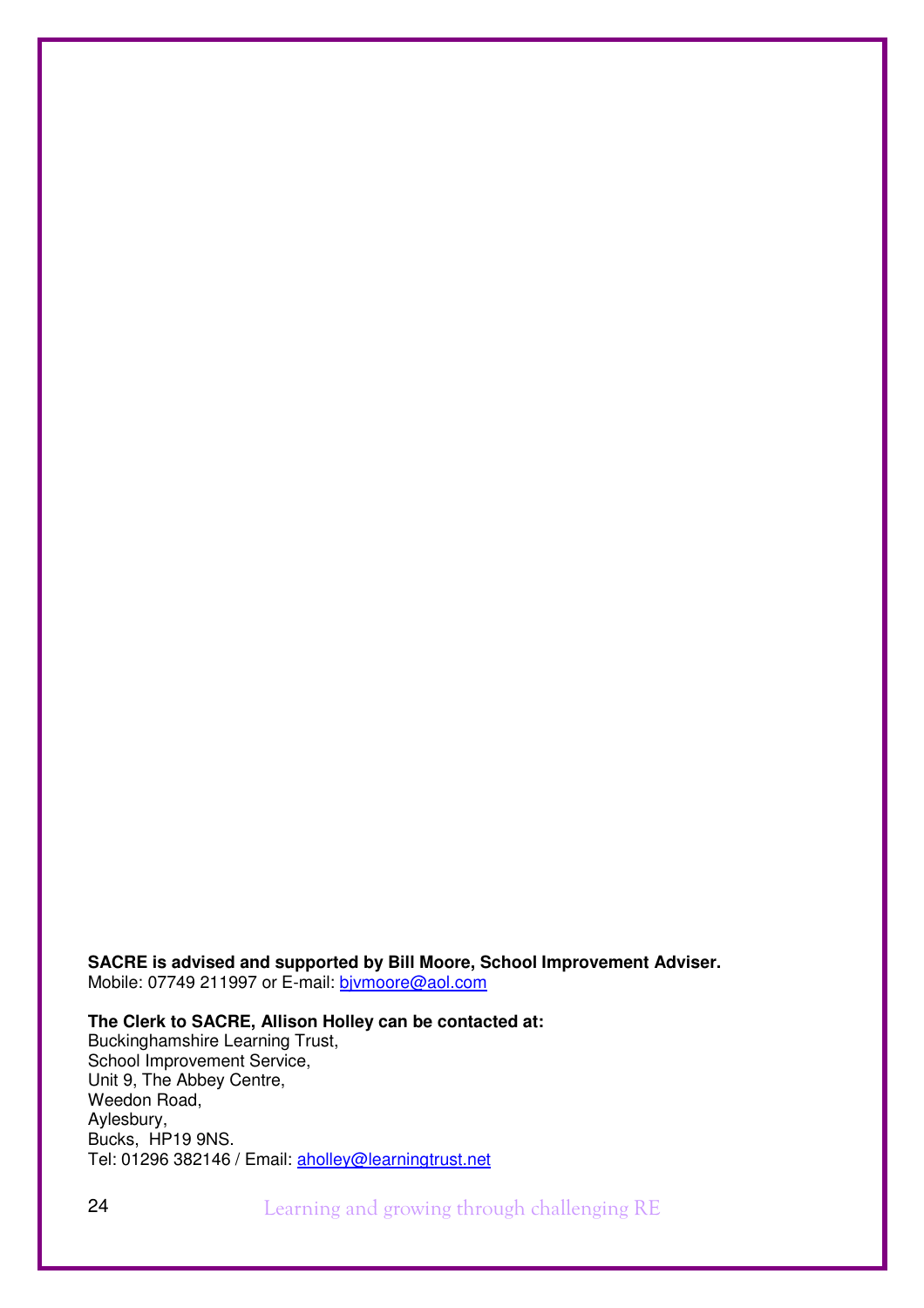**SACRE is advised and supported by Bill Moore, School Improvement Adviser.**
Mobile: 07749 211997 or E-mail: bjvmoore@aol.com

**The Clerk to SACRE, Allison Holley can be contacted at:**
Buckinghamshire Learning Trust,
School Improvement Service,
Unit 9, The Abbey Centre,
Weedon Road,
Aylesbury,
Bucks, HP19 9NS.
Tel: 01296 382146 / Email: aholley@learningtrust.net